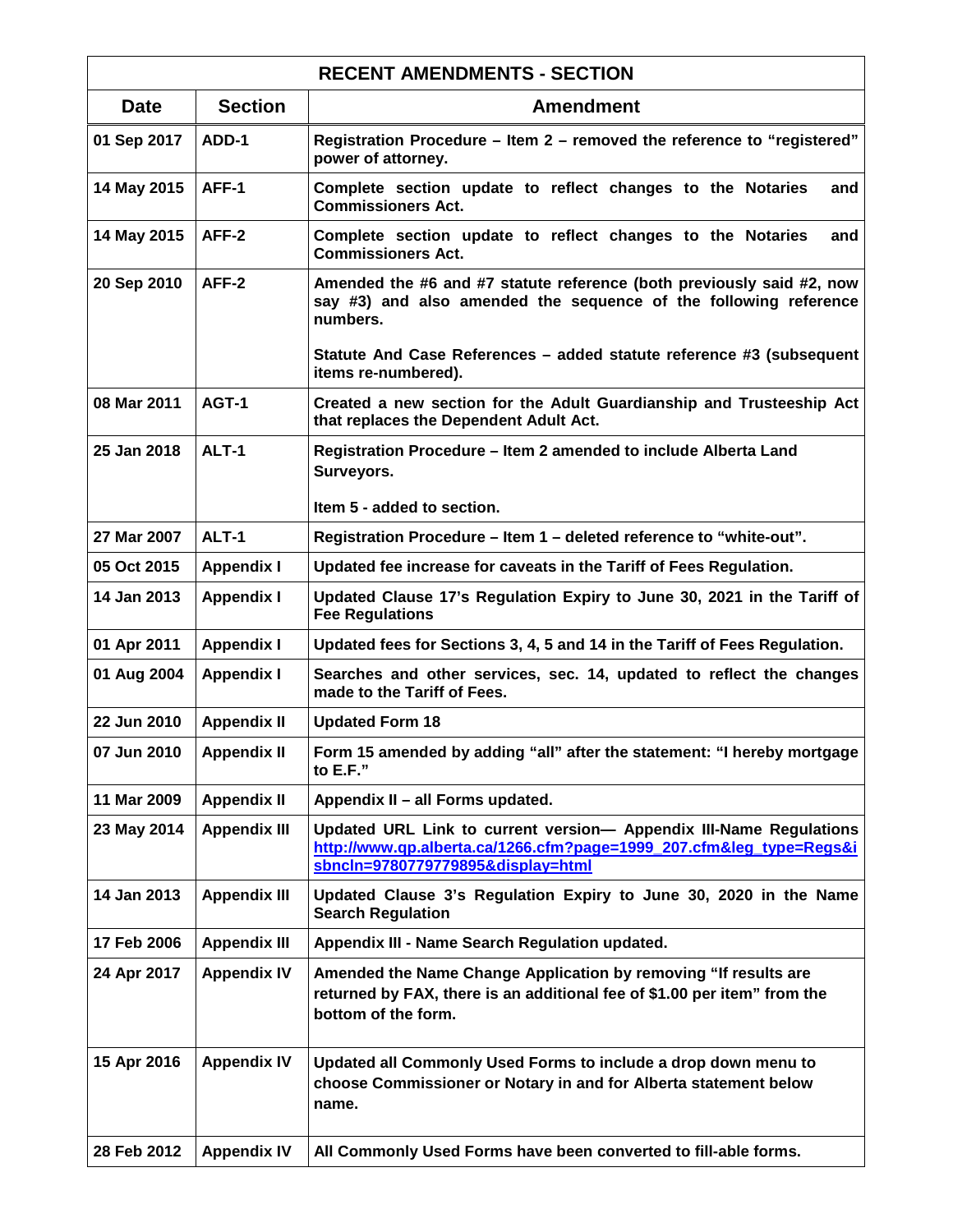| RECENT AMENDMENTS - SECTION | | |
|---|---|---|
| **Date** | **Section** | **Amendment** |
| 01 Sep 2017 | ADD-1 | Registration Procedure – Item 2 – removed the reference to “registered” power of attorney. |
| 14 May 2015 | AFF-1 | Complete section update to reflect changes to the Notaries and Commissioners Act. |
| 14 May 2015 | AFF-2 | Complete section update to reflect changes to the Notaries and Commissioners Act. |
| 20 Sep 2010 | AFF-2 | Amended the #6 and #7 statute reference (both previously said #2, now say #3) and also amended the sequence of the following reference numbers.<br><br>Statute And Case References – added statute reference #3 (subsequent items re-numbered). |
| 08 Mar 2011 | AGT-1 | Created a new section for the Adult Guardianship and Trusteeship Act that replaces the Dependent Adult Act. |
| 25 Jan 2018 | ALT-1 | Registration Procedure – Item 2 amended to include Alberta Land Surveyors.<br><br>Item 5 - added to section. |
| 27 Mar 2007 | ALT-1 | Registration Procedure – Item 1 – deleted reference to “white-out”. |
| 05 Oct 2015 | Appendix I | Updated fee increase for caveats in the Tariff of Fees Regulation. |
| 14 Jan 2013 | Appendix I | Updated Clause 17’s Regulation Expiry to June 30, 2021 in the Tariff of Fee Regulations |
| 01 Apr 2011 | Appendix I | Updated fees for Sections 3, 4, 5 and 14 in the Tariff of Fees Regulation. |
| 01 Aug 2004 | Appendix I | Searches and other services, sec. 14, updated to reflect the changes made to the Tariff of Fees. |
| 22 Jun 2010 | Appendix II | Updated Form 18 |
| 07 Jun 2010 | Appendix II | Form 15 amended by adding “all” after the statement: “I hereby mortgage to E.F.” |
| 11 Mar 2009 | Appendix II | Appendix II – all Forms updated. |
| 23 May 2014 | Appendix III | Updated URL Link to current version— Appendix III-Name Regulations [http://www.qp.alberta.ca/1266.cfm?page=1999_207.cfm&leg_type=Regs&isbncln=9780779779895&display=html](http://www.qp.alberta.ca/1266.cfm?page=1999_207.cfm&leg_type=Regs&isbncln=9780779779895&display=html) |
| 14 Jan 2013 | Appendix III | Updated Clause 3’s Regulation Expiry to June 30, 2020 in the Name Search Regulation |
| 17 Feb 2006 | Appendix III | Appendix III - Name Search Regulation updated. |
| 24 Apr 2017 | Appendix IV | Amended the Name Change Application by removing “If results are returned by FAX, there is an additional fee of $1.00 per item” from the bottom of the form. |
| 15 Apr 2016 | Appendix IV | Updated all Commonly Used Forms to include a drop down menu to choose Commissioner or Notary in and for Alberta statement below name. |
| 28 Feb 2012 | Appendix IV | All Commonly Used Forms have been converted to fill-able forms. |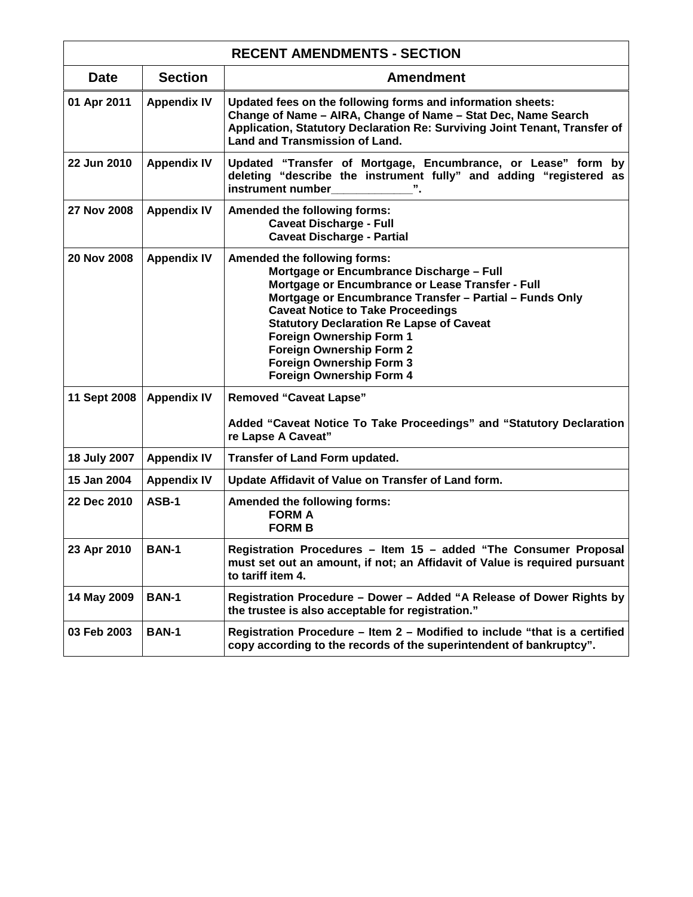| RECENT AMENDMENTS - SECTION | | |
|---|---|---|
| **Date** | **Section** | **Amendment** |
| 01 Apr 2011 | Appendix IV | Updated fees on the following forms and information sheets: Change of Name – AIRA, Change of Name – Stat Dec, Name Search Application, Statutory Declaration Re: Surviving Joint Tenant, Transfer of Land and Transmission of Land. |
| 22 Jun 2010 | Appendix IV | Updated "Transfer of Mortgage, Encumbrance, or Lease" form by deleting "describe the instrument fully" and adding "registered as instrument number____________". |
| 27 Nov 2008 | Appendix IV | Amended the following forms:<br>Caveat Discharge - Full<br>Caveat Discharge - Partial |
| 20 Nov 2008 | Appendix IV | Amended the following forms:<br>Mortgage or Encumbrance Discharge – Full<br>Mortgage or Encumbrance or Lease Transfer - Full<br>Mortgage or Encumbrance Transfer – Partial – Funds Only<br>Caveat Notice to Take Proceedings<br>Statutory Declaration Re Lapse of Caveat<br>Foreign Ownership Form 1<br>Foreign Ownership Form 2<br>Foreign Ownership Form 3<br>Foreign Ownership Form 4 |
| 11 Sept 2008 | Appendix IV | Removed "Caveat Lapse"<br><br>Added "Caveat Notice To Take Proceedings" and "Statutory Declaration re Lapse A Caveat" |
| 18 July 2007 | Appendix IV | Transfer of Land Form updated. |
| 15 Jan 2004 | Appendix IV | Update Affidavit of Value on Transfer of Land form. |
| 22 Dec 2010 | ASB-1 | Amended the following forms:<br>FORM A<br>FORM B |
| 23 Apr 2010 | BAN-1 | Registration Procedures – Item 15 – added "The Consumer Proposal must set out an amount, if not; an Affidavit of Value is required pursuant to tariff item 4. |
| 14 May 2009 | BAN-1 | Registration Procedure – Dower – Added "A Release of Dower Rights by the trustee is also acceptable for registration." |
| 03 Feb 2003 | BAN-1 | Registration Procedure – Item 2 – Modified to include "that is a certified copy according to the records of the superintendent of bankruptcy". |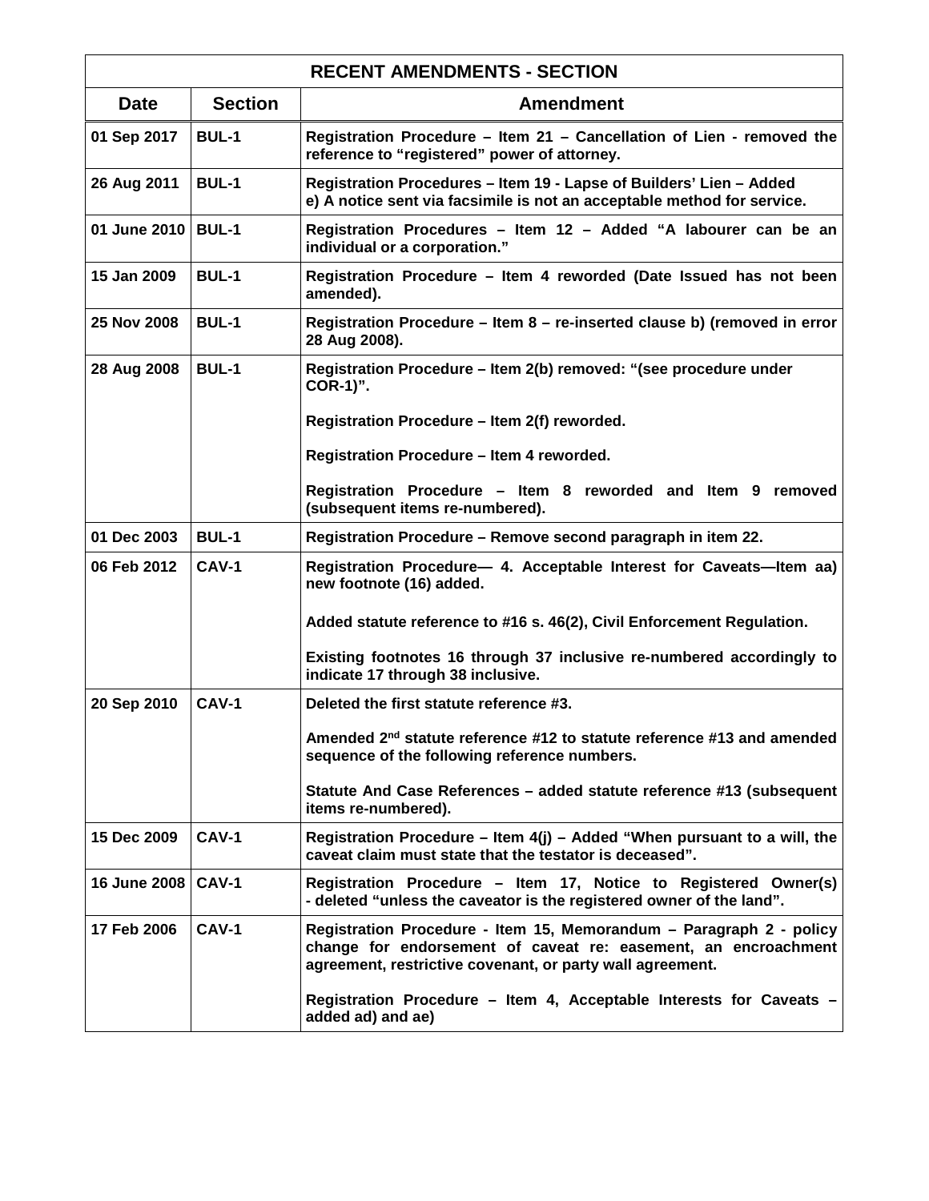| RECENT AMENDMENTS - SECTION | | |
|---|---|---|
| **Date** | **Section** | **Amendment** |
| 01 Sep 2017 | BUL-1 | Registration Procedure – Item 21 – Cancellation of Lien - removed the reference to "registered" power of attorney. |
| 26 Aug 2011 | BUL-1 | Registration Procedures – Item 19 - Lapse of Builders' Lien – Added e) A notice sent via facsimile is not an acceptable method for service. |
| 01 June 2010 | BUL-1 | Registration Procedures – Item 12 – Added "A labourer can be an individual or a corporation." |
| 15 Jan 2009 | BUL-1 | Registration Procedure – Item 4 reworded (Date Issued has not been amended). |
| 25 Nov 2008 | BUL-1 | Registration Procedure – Item 8 – re-inserted clause b) (removed in error 28 Aug 2008). |
| 28 Aug 2008 | BUL-1 | Registration Procedure – Item 2(b) removed: "(see procedure under COR-1)". <br><br> Registration Procedure – Item 2(f) reworded. <br><br> Registration Procedure – Item 4 reworded. <br><br> Registration Procedure – Item 8 reworded and Item 9 removed (subsequent items re-numbered). |
| 01 Dec 2003 | BUL-1 | Registration Procedure – Remove second paragraph in item 22. |
| 06 Feb 2012 | CAV-1 | Registration Procedure— 4. Acceptable Interest for Caveats—Item aa) new footnote (16) added. <br><br> Added statute reference to #16 s. 46(2), Civil Enforcement Regulation. <br><br> Existing footnotes 16 through 37 inclusive re-numbered accordingly to indicate 17 through 38 inclusive. |
| 20 Sep 2010 | CAV-1 | Deleted the first statute reference #3. <br><br> Amended 2nd statute reference #12 to statute reference #13 and amended sequence of the following reference numbers. <br><br> Statute And Case References – added statute reference #13 (subsequent items re-numbered). |
| 15 Dec 2009 | CAV-1 | Registration Procedure – Item 4(j) – Added "When pursuant to a will, the caveat claim must state that the testator is deceased". |
| 16 June 2008 | CAV-1 | Registration Procedure – Item 17, Notice to Registered Owner(s) - deleted "unless the caveator is the registered owner of the land". |
| 17 Feb 2006 | CAV-1 | Registration Procedure - Item 15, Memorandum – Paragraph 2 - policy change for endorsement of caveat re: easement, an encroachment agreement, restrictive covenant, or party wall agreement. <br><br> Registration Procedure – Item 4, Acceptable Interests for Caveats – added ad) and ae) |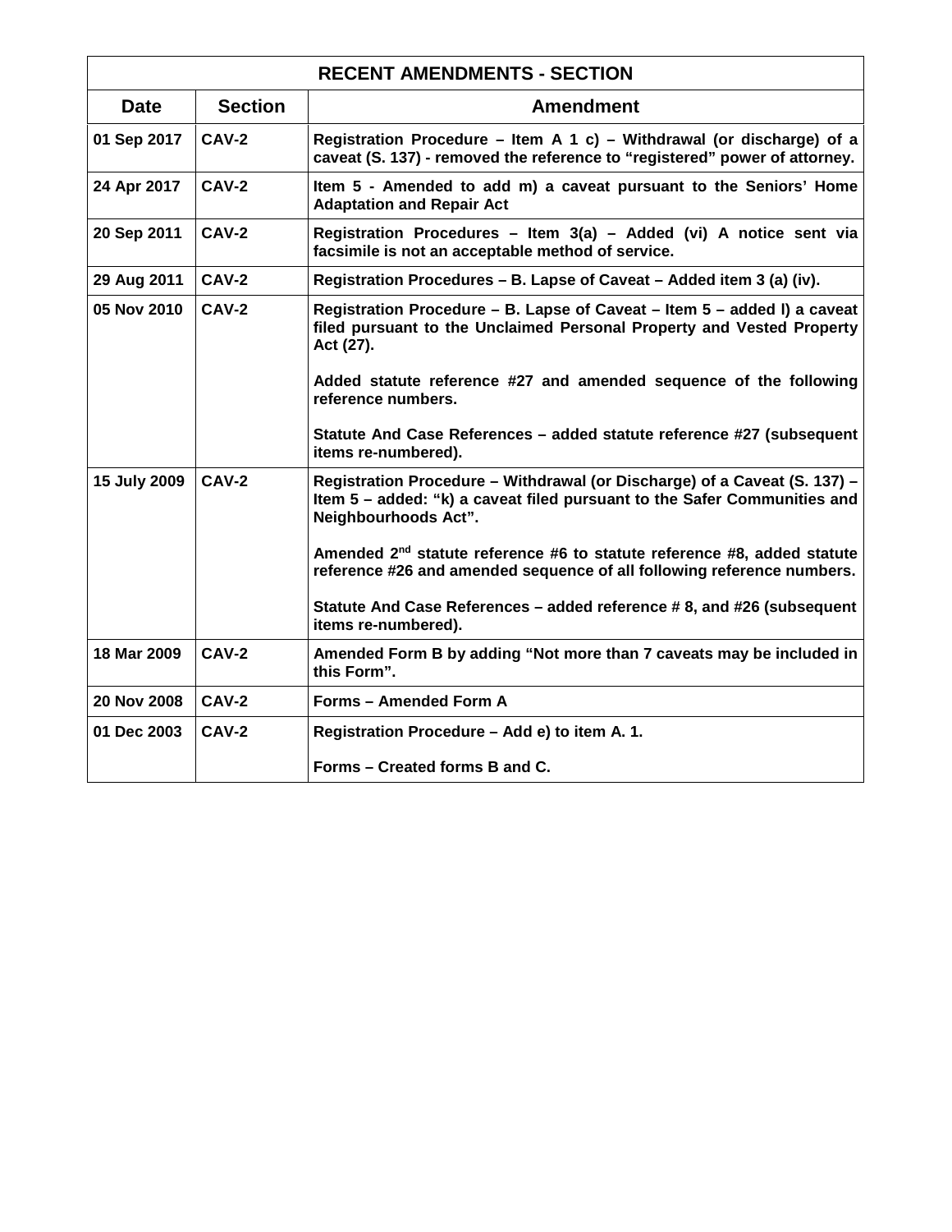| RECENT AMENDMENTS - SECTION | | |
|---|---|---|
| **Date** | **Section** | **Amendment** |
| **01 Sep 2017** | **CAV-2** | **Registration Procedure – Item A 1 c) – Withdrawal (or discharge) of a caveat (S. 137) - removed the reference to "registered" power of attorney.** |
| **24 Apr 2017** | **CAV-2** | **Item 5 - Amended to add m) a caveat pursuant to the Seniors' Home Adaptation and Repair Act** |
| **20 Sep 2011** | **CAV-2** | **Registration Procedures – Item 3(a) – Added (vi) A notice sent via facsimile is not an acceptable method of service.** |
| **29 Aug 2011** | **CAV-2** | **Registration Procedures – B. Lapse of Caveat – Added item 3 (a) (iv).** |
| **05 Nov 2010** | **CAV-2** | **Registration Procedure – B. Lapse of Caveat – Item 5 – added l) a caveat filed pursuant to the Unclaimed Personal Property and Vested Property Act (27).**<br><br>**Added statute reference #27 and amended sequence of the following reference numbers.**<br><br>**Statute And Case References – added statute reference #27 (subsequent items re-numbered).** |
| **15 July 2009** | **CAV-2** | **Registration Procedure – Withdrawal (or Discharge) of a Caveat (S. 137) – Item 5 – added: "k) a caveat filed pursuant to the Safer Communities and Neighbourhoods Act".**<br><br>**Amended 2nd statute reference #6 to statute reference #8, added statute reference #26 and amended sequence of all following reference numbers.**<br><br>**Statute And Case References – added reference # 8, and #26 (subsequent items re-numbered).** |
| **18 Mar 2009** | **CAV-2** | **Amended Form B by adding "Not more than 7 caveats may be included in this Form".** |
| **20 Nov 2008** | **CAV-2** | **Forms – Amended Form A** |
| **01 Dec 2003** | **CAV-2** | **Registration Procedure – Add e) to item A. 1.**<br><br>**Forms – Created forms B and C.** |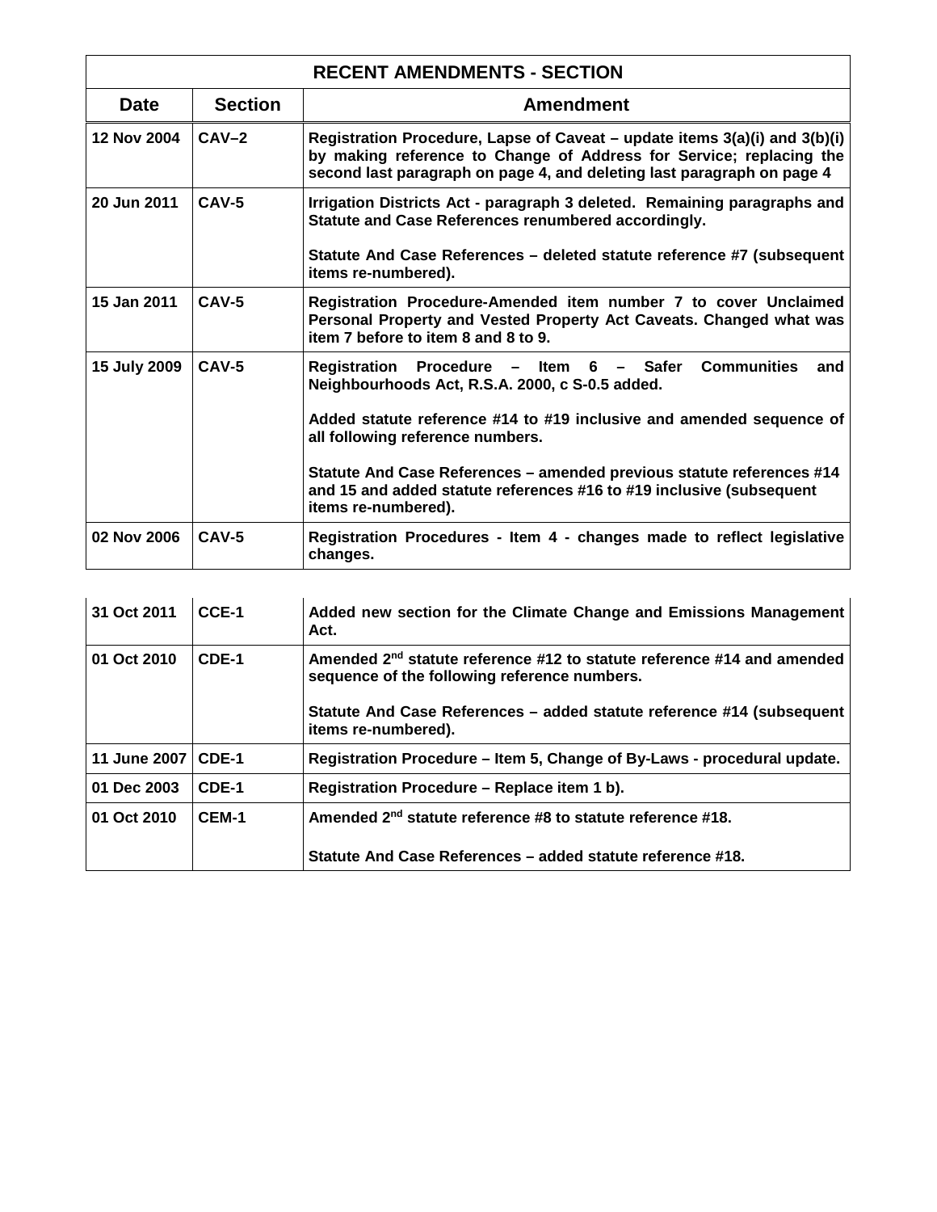| RECENT AMENDMENTS - SECTION | | |
|---|---|---|
| **Date** | **Section** | **Amendment** |
| 12 Nov 2004 | CAV–2 | Registration Procedure, Lapse of Caveat – update items 3(a)(i) and 3(b)(i) by making reference to Change of Address for Service; replacing the second last paragraph on page 4, and deleting last paragraph on page 4 |
| 20 Jun 2011 | CAV-5 | Irrigation Districts Act - paragraph 3 deleted. Remaining paragraphs and Statute and Case References renumbered accordingly.<br><br>Statute And Case References – deleted statute reference #7 (subsequent items re-numbered). |
| 15 Jan 2011 | CAV-5 | Registration Procedure-Amended item number 7 to cover Unclaimed Personal Property and Vested Property Act Caveats. Changed what was item 7 before to item 8 and 8 to 9. |
| 15 July 2009 | CAV-5 | Registration Procedure – Item 6 – Safer Communities and Neighbourhoods Act, R.S.A. 2000, c S-0.5 added.<br><br>Added statute reference #14 to #19 inclusive and amended sequence of all following reference numbers.<br><br>Statute And Case References – amended previous statute references #14 and 15 and added statute references #16 to #19 inclusive (subsequent items re-numbered). |
| 02 Nov 2006 | CAV-5 | Registration Procedures - Item 4 - changes made to reflect legislative changes. |
| 31 Oct 2011 | CCE-1 | Added new section for the Climate Change and Emissions Management Act. |
| 01 Oct 2010 | CDE-1 | Amended 2nd statute reference #12 to statute reference #14 and amended sequence of the following reference numbers.<br><br>Statute And Case References – added statute reference #14 (subsequent items re-numbered). |
| 11 June 2007 | CDE-1 | Registration Procedure – Item 5, Change of By-Laws - procedural update. |
| 01 Dec 2003 | CDE-1 | Registration Procedure – Replace item 1 b). |
| 01 Oct 2010 | CEM-1 | Amended 2nd statute reference #8 to statute reference #18.<br><br>Statute And Case References – added statute reference #18. |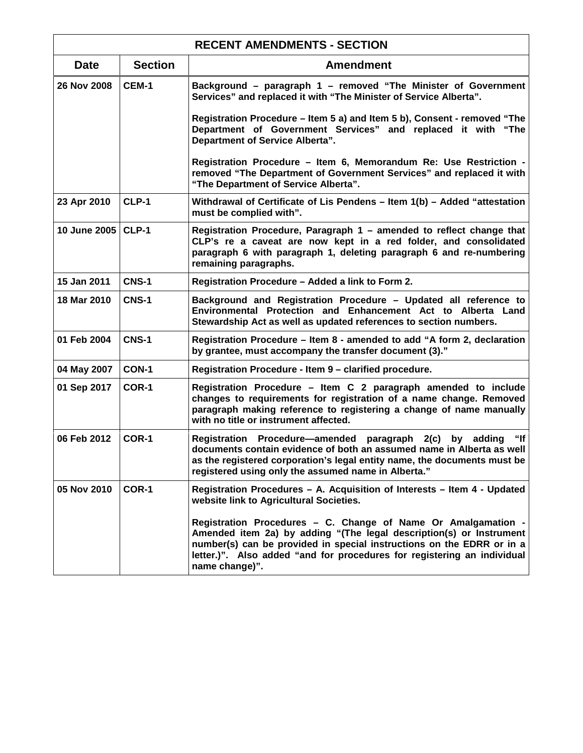| RECENT AMENDMENTS - SECTION | | |
|---|---|---|
| **Date** | **Section** | **Amendment** |
| 26 Nov 2008 | CEM-1 | Background – paragraph 1 – removed "The Minister of Government Services" and replaced it with "The Minister of Service Alberta".<br><br>Registration Procedure – Item 5 a) and Item 5 b), Consent - removed "The Department of Government Services" and replaced it with "The Department of Service Alberta".<br><br>Registration Procedure – Item 6, Memorandum Re: Use Restriction - removed "The Department of Government Services" and replaced it with "The Department of Service Alberta". |
| 23 Apr 2010 | CLP-1 | Withdrawal of Certificate of Lis Pendens – Item 1(b) – Added "attestation must be complied with". |
| 10 June 2005 | CLP-1 | Registration Procedure, Paragraph 1 – amended to reflect change that CLP's re a caveat are now kept in a red folder, and consolidated paragraph 6 with paragraph 1, deleting paragraph 6 and re-numbering remaining paragraphs. |
| 15 Jan 2011 | CNS-1 | Registration Procedure – Added a link to Form 2. |
| 18 Mar 2010 | CNS-1 | Background and Registration Procedure – Updated all reference to Environmental Protection and Enhancement Act to Alberta Land Stewardship Act as well as updated references to section numbers. |
| 01 Feb 2004 | CNS-1 | Registration Procedure – Item 8 - amended to add "A form 2, declaration by grantee, must accompany the transfer document (3)." |
| 04 May 2007 | CON-1 | Registration Procedure - Item 9 – clarified procedure. |
| 01 Sep 2017 | COR-1 | Registration Procedure – Item C 2 paragraph amended to include changes to requirements for registration of a name change. Removed paragraph making reference to registering a change of name manually with no title or instrument affected. |
| 06 Feb 2012 | COR-1 | Registration Procedure—amended paragraph 2(c) by adding "If documents contain evidence of both an assumed name in Alberta as well as the registered corporation's legal entity name, the documents must be registered using only the assumed name in Alberta." |
| 05 Nov 2010 | COR-1 | Registration Procedures – A. Acquisition of Interests – Item 4 - Updated website link to Agricultural Societies.<br><br>Registration Procedures – C. Change of Name Or Amalgamation - Amended item 2a) by adding "(The legal description(s) or Instrument number(s) can be provided in special instructions on the EDRR or in a letter.)". Also added "and for procedures for registering an individual name change)". |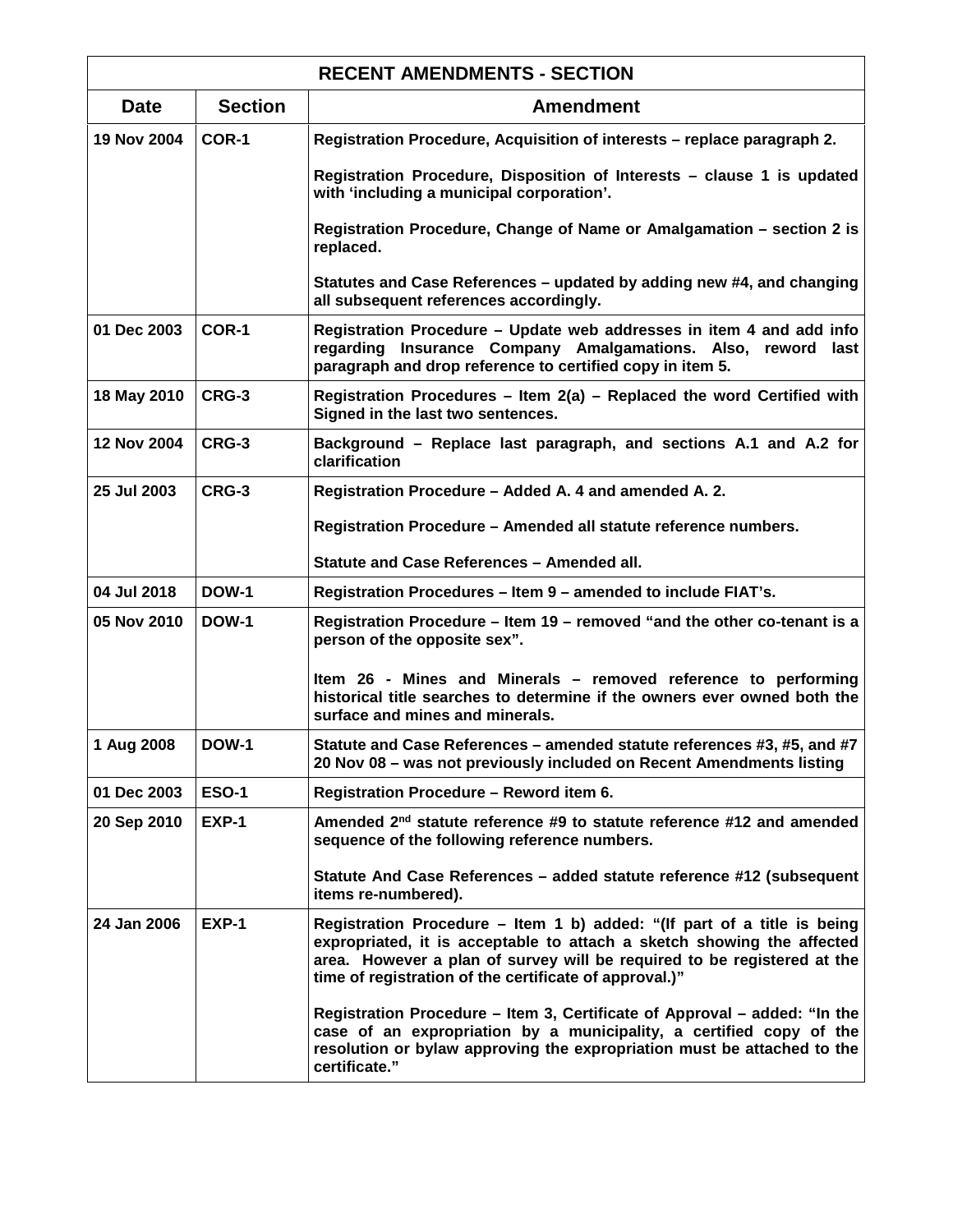| RECENT AMENDMENTS - SECTION | | |
|---|---|---|
| **Date** | **Section** | **Amendment** |
| 19 Nov 2004 | COR-1 | Registration Procedure, Acquisition of interests – replace paragraph 2.<br><br>Registration Procedure, Disposition of Interests – clause 1 is updated with 'including a municipal corporation'.<br><br>Registration Procedure, Change of Name or Amalgamation – section 2 is replaced.<br><br>Statutes and Case References – updated by adding new #4, and changing all subsequent references accordingly. |
| 01 Dec 2003 | COR-1 | Registration Procedure – Update web addresses in item 4 and add info regarding Insurance Company Amalgamations. Also, reword last paragraph and drop reference to certified copy in item 5. |
| 18 May 2010 | CRG-3 | Registration Procedures – Item 2(a) – Replaced the word Certified with Signed in the last two sentences. |
| 12 Nov 2004 | CRG-3 | Background – Replace last paragraph, and sections A.1 and A.2 for clarification |
| 25 Jul 2003 | CRG-3 | Registration Procedure – Added A. 4 and amended A. 2.<br><br>Registration Procedure – Amended all statute reference numbers.<br><br>Statute and Case References – Amended all. |
| 04 Jul 2018 | DOW-1 | Registration Procedures – Item 9 – amended to include FIAT's. |
| 05 Nov 2010 | DOW-1 | Registration Procedure – Item 19 – removed "and the other co-tenant is a person of the opposite sex".<br><br>Item 26 - Mines and Minerals – removed reference to performing historical title searches to determine if the owners ever owned both the surface and mines and minerals. |
| 1 Aug 2008 | DOW-1 | Statute and Case References – amended statute references #3, #5, and #7 20 Nov 08 – was not previously included on Recent Amendments listing |
| 01 Dec 2003 | ESO-1 | Registration Procedure – Reword item 6. |
| 20 Sep 2010 | EXP-1 | Amended 2nd statute reference #9 to statute reference #12 and amended sequence of the following reference numbers.<br><br>Statute And Case References – added statute reference #12 (subsequent items re-numbered). |
| 24 Jan 2006 | EXP-1 | Registration Procedure – Item 1 b) added: "(If part of a title is being expropriated, it is acceptable to attach a sketch showing the affected area. However a plan of survey will be required to be registered at the time of registration of the certificate of approval.)"<br><br>Registration Procedure – Item 3, Certificate of Approval – added: "In the case of an expropriation by a municipality, a certified copy of the resolution or bylaw approving the expropriation must be attached to the certificate." |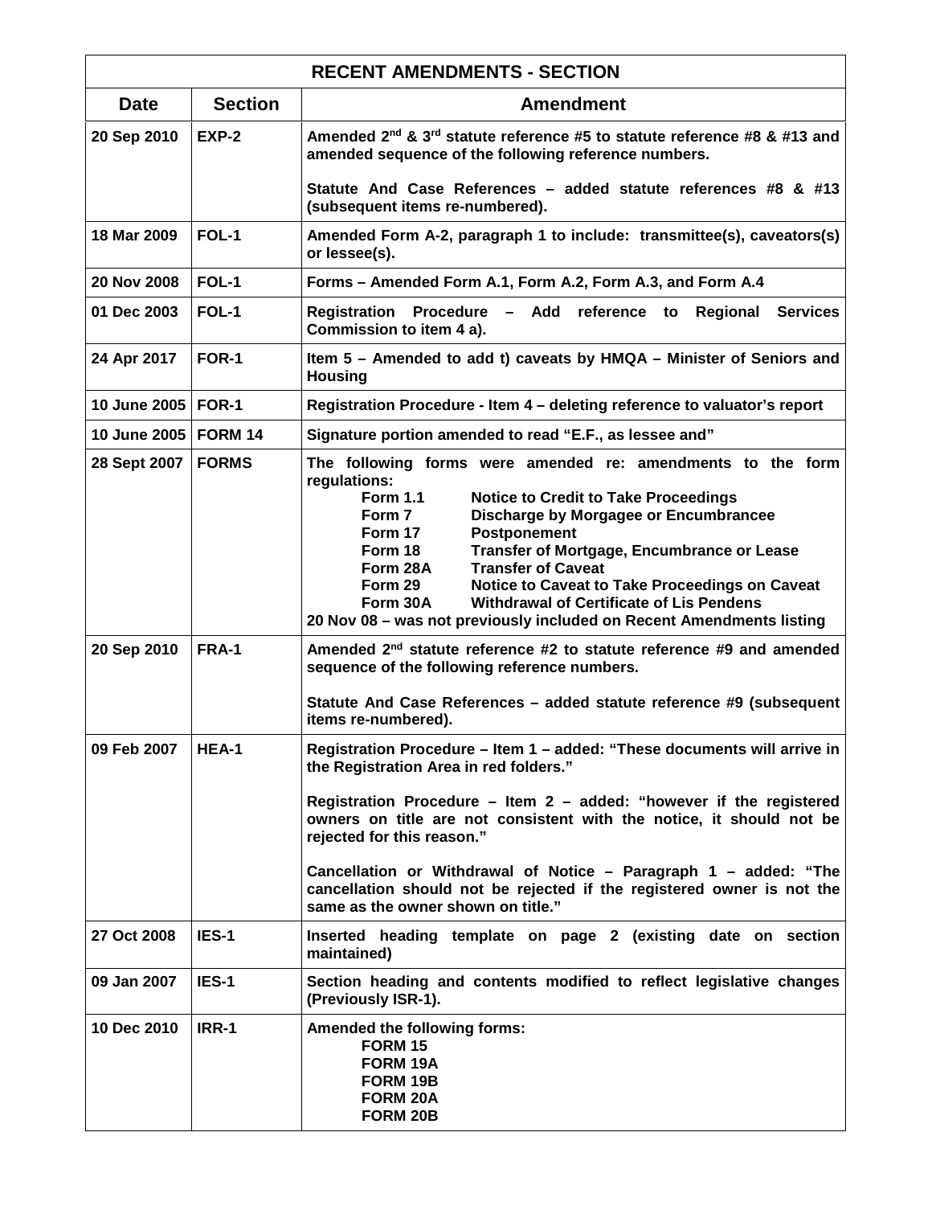| RECENT AMENDMENTS - SECTION | | |
|---|---|---|
| **Date** | **Section** | **Amendment** |
| 20 Sep 2010 | EXP-2 | Amended 2nd & 3rd statute reference #5 to statute reference #8 & #13 and amended sequence of the following reference numbers.<br><br>Statute And Case References – added statute references #8 & #13 (subsequent items re-numbered). |
| 18 Mar 2009 | FOL-1 | Amended Form A-2, paragraph 1 to include: transmittee(s), caveators(s) or lessee(s). |
| 20 Nov 2008 | FOL-1 | Forms – Amended Form A.1, Form A.2, Form A.3, and Form A.4 |
| 01 Dec 2003 | FOL-1 | Registration Procedure – Add reference to Regional Services Commission to item 4 a). |
| 24 Apr 2017 | FOR-1 | Item 5 – Amended to add t) caveats by HMQA – Minister of Seniors and Housing |
| 10 June 2005 | FOR-1 | Registration Procedure - Item 4 – deleting reference to valuator's report |
| 10 June 2005 | FORM 14 | Signature portion amended to read "E.F., as lessee and" |
| 28 Sept 2007 | FORMS | The following forms were amended re: amendments to the form regulations:<br>Form 1.1 Notice to Credit to Take Proceedings<br>Form 7 Discharge by Morgagee or Encumbrancee<br>Form 17 Postponement<br>Form 18 Transfer of Mortgage, Encumbrance or Lease<br>Form 28A Transfer of Caveat<br>Form 29 Notice to Caveat to Take Proceedings on Caveat<br>Form 30A Withdrawal of Certificate of Lis Pendens<br>20 Nov 08 – was not previously included on Recent Amendments listing |
| 20 Sep 2010 | FRA-1 | Amended 2nd statute reference #2 to statute reference #9 and amended sequence of the following reference numbers.<br><br>Statute And Case References – added statute reference #9 (subsequent items re-numbered). |
| 09 Feb 2007 | HEA-1 | Registration Procedure – Item 1 – added: "These documents will arrive in the Registration Area in red folders."<br><br>Registration Procedure – Item 2 – added: "however if the registered owners on title are not consistent with the notice, it should not be rejected for this reason."<br><br>Cancellation or Withdrawal of Notice – Paragraph 1 – added: "The cancellation should not be rejected if the registered owner is not the same as the owner shown on title." |
| 27 Oct 2008 | IES-1 | Inserted heading template on page 2 (existing date on section maintained) |
| 09 Jan 2007 | IES-1 | Section heading and contents modified to reflect legislative changes (Previously ISR-1). |
| 10 Dec 2010 | IRR-1 | Amended the following forms:<br>FORM 15<br>FORM 19A<br>FORM 19B<br>FORM 20A<br>FORM 20B |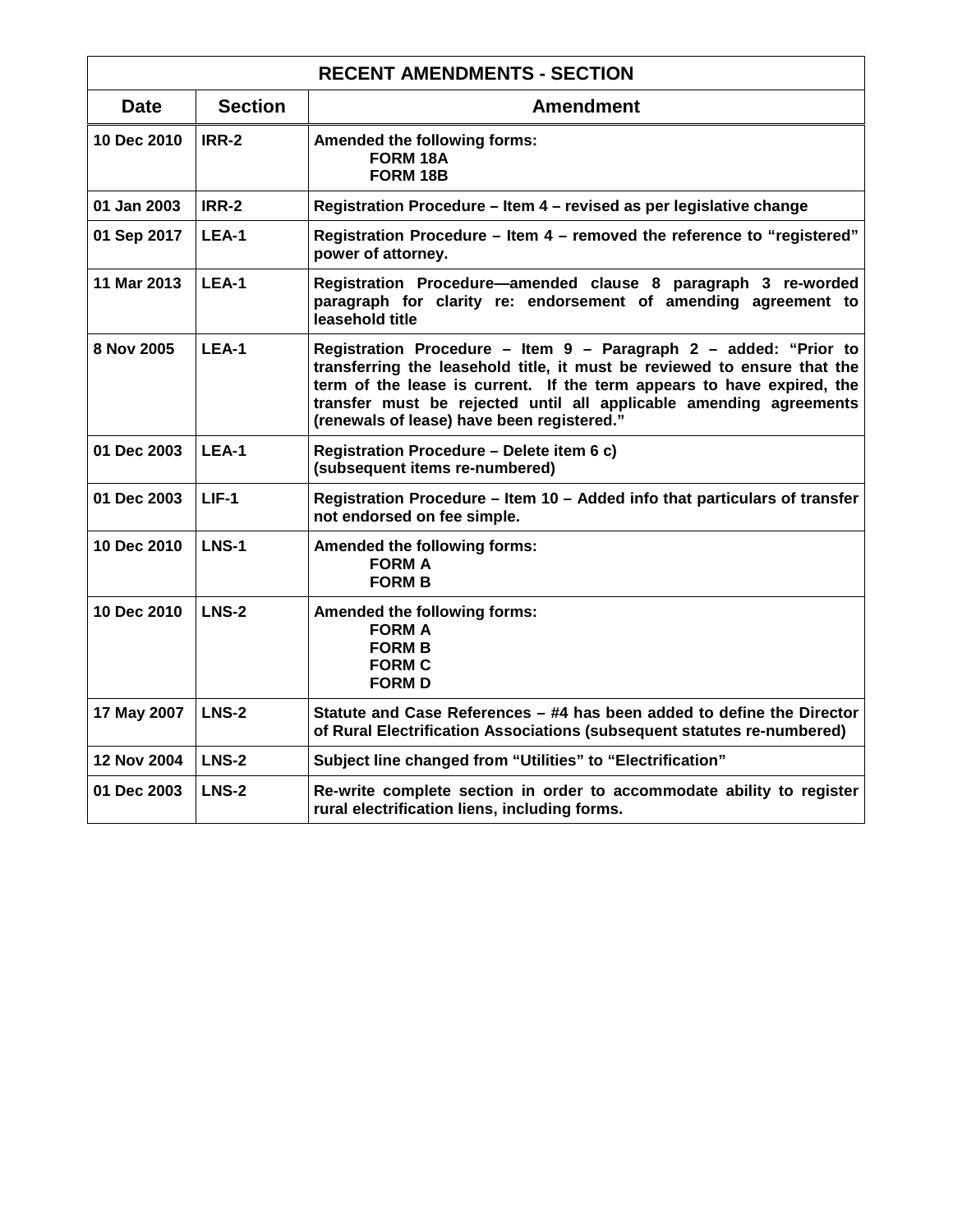| RECENT AMENDMENTS - SECTION | | |
|---|---|---|
| **Date** | **Section** | **Amendment** |
| 10 Dec 2010 | IRR-2 | Amended the following forms:<br>FORM 18A<br>FORM 18B |
| 01 Jan 2003 | IRR-2 | Registration Procedure – Item 4 – revised as per legislative change |
| 01 Sep 2017 | LEA-1 | Registration Procedure – Item 4 – removed the reference to "registered" power of attorney. |
| 11 Mar 2013 | LEA-1 | Registration Procedure—amended clause 8 paragraph 3 re-worded paragraph for clarity re: endorsement of amending agreement to leasehold title |
| 8 Nov 2005 | LEA-1 | Registration Procedure – Item 9 – Paragraph 2 – added: "Prior to transferring the leasehold title, it must be reviewed to ensure that the term of the lease is current. If the term appears to have expired, the transfer must be rejected until all applicable amending agreements (renewals of lease) have been registered." |
| 01 Dec 2003 | LEA-1 | Registration Procedure – Delete item 6 c)<br>(subsequent items re-numbered) |
| 01 Dec 2003 | LIF-1 | Registration Procedure – Item 10 – Added info that particulars of transfer not endorsed on fee simple. |
| 10 Dec 2010 | LNS-1 | Amended the following forms:<br>FORM A<br>FORM B |
| 10 Dec 2010 | LNS-2 | Amended the following forms:<br>FORM A<br>FORM B<br>FORM C<br>FORM D |
| 17 May 2007 | LNS-2 | Statute and Case References – #4 has been added to define the Director of Rural Electrification Associations (subsequent statutes re-numbered) |
| 12 Nov 2004 | LNS-2 | Subject line changed from "Utilities" to "Electrification" |
| 01 Dec 2003 | LNS-2 | Re-write complete section in order to accommodate ability to register rural electrification liens, including forms. |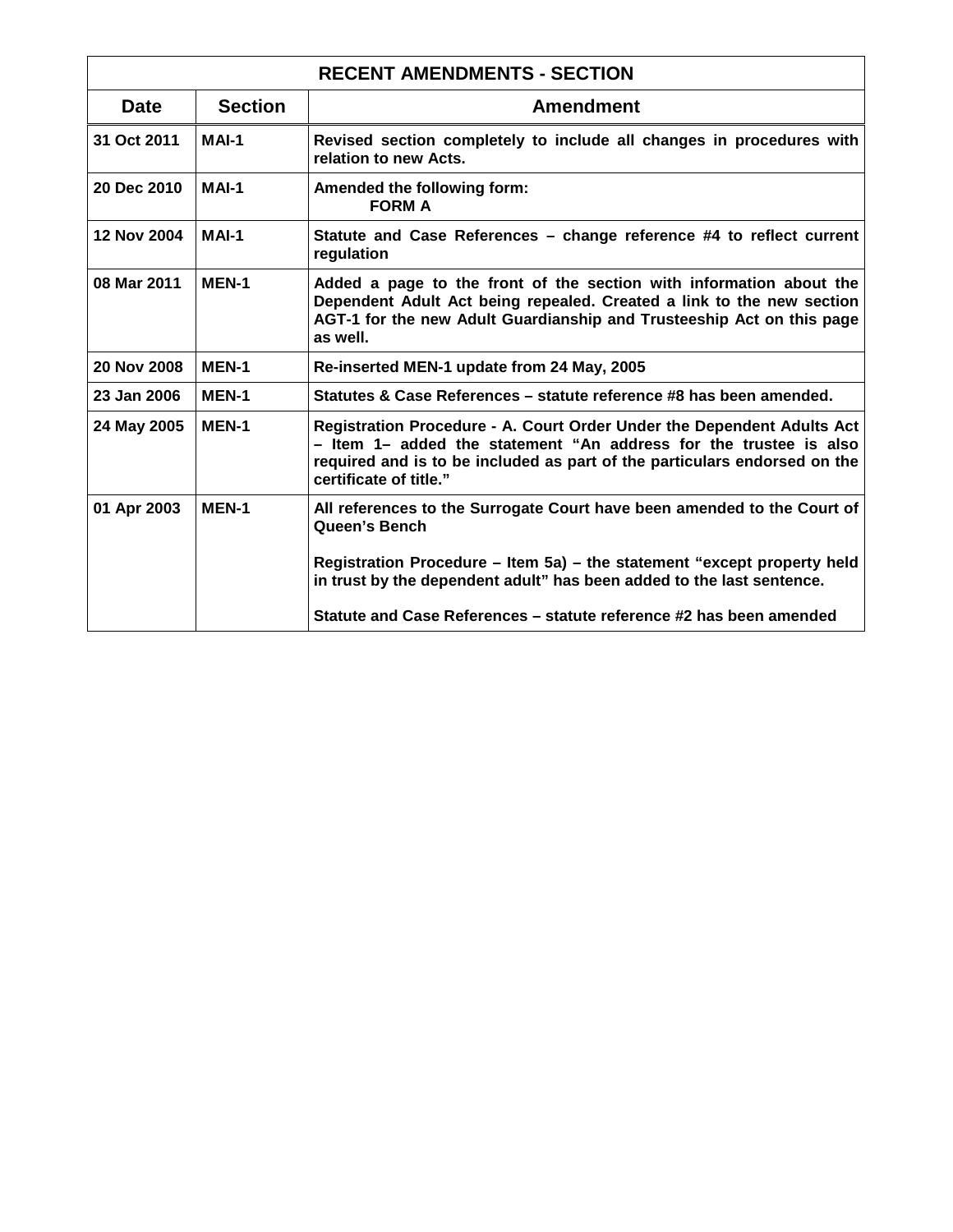| RECENT AMENDMENTS - SECTION | | |
|---|---|---|
| **Date** | **Section** | **Amendment** |
| **31 Oct 2011** | **MAI-1** | **Revised section completely to include all changes in procedures with relation to new Acts.** |
| **20 Dec 2010** | **MAI-1** | **Amended the following form:** <br> **FORM A** |
| **12 Nov 2004** | **MAI-1** | **Statute and Case References – change reference #4 to reflect current regulation** |
| **08 Mar 2011** | **MEN-1** | **Added a page to the front of the section with information about the Dependent Adult Act being repealed. Created a link to the new section AGT-1 for the new Adult Guardianship and Trusteeship Act on this page as well.** |
| **20 Nov 2008** | **MEN-1** | **Re-inserted MEN-1 update from 24 May, 2005** |
| **23 Jan 2006** | **MEN-1** | **Statutes & Case References – statute reference #8 has been amended.** |
| **24 May 2005** | **MEN-1** | **Registration Procedure - A. Court Order Under the Dependent Adults Act – Item 1– added the statement "An address for the trustee is also required and is to be included as part of the particulars endorsed on the certificate of title."** |
| **01 Apr 2003** | **MEN-1** | **All references to the Surrogate Court have been amended to the Court of Queen's Bench** <br><br> **Registration Procedure – Item 5a) – the statement "except property held in trust by the dependent adult" has been added to the last sentence.** <br><br> **Statute and Case References – statute reference #2 has been amended** |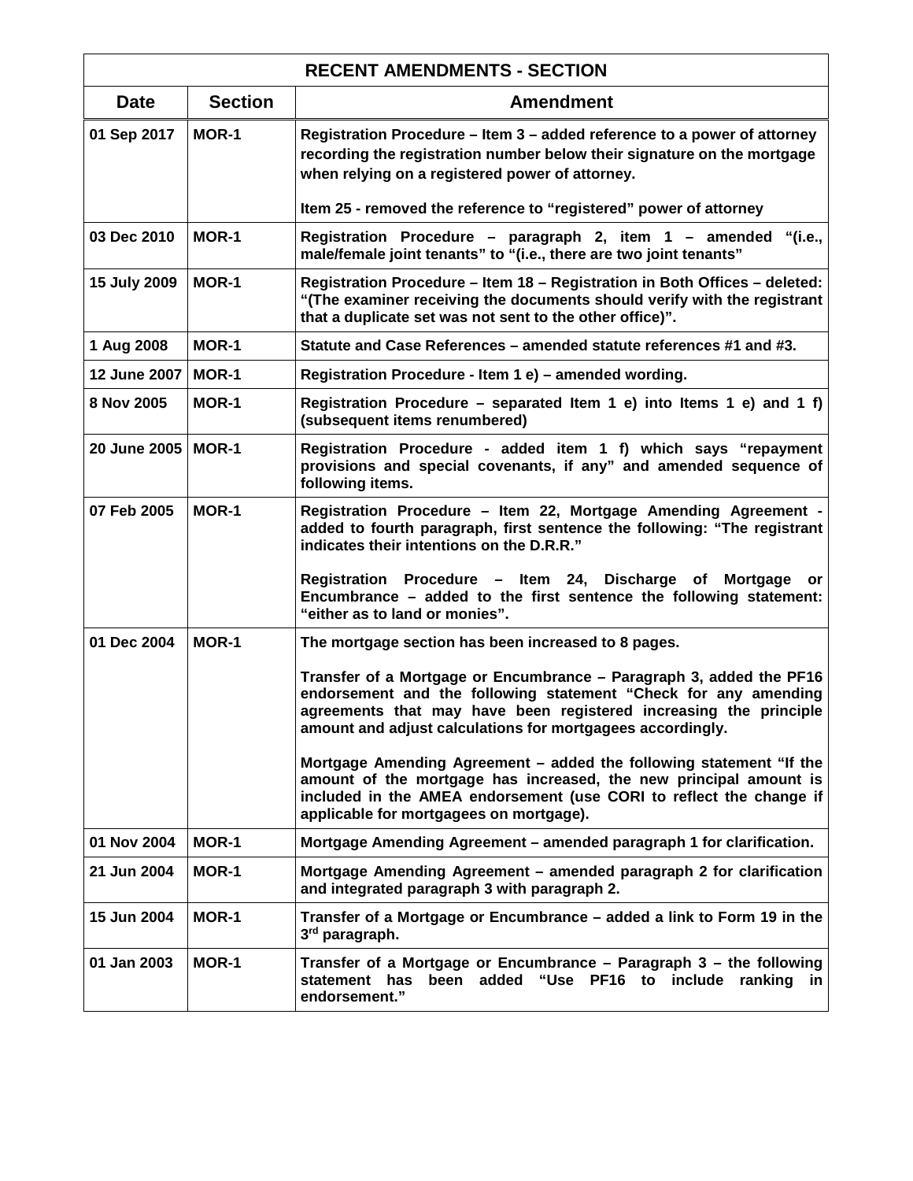| RECENT AMENDMENTS - SECTION | | |
|---|---|---|
| **Date** | **Section** | **Amendment** |
| 01 Sep 2017 | MOR-1 | Registration Procedure – Item 3 – added reference to a power of attorney recording the registration number below their signature on the mortgage when relying on a registered power of attorney.<br><br>Item 25 - removed the reference to "registered" power of attorney |
| 03 Dec 2010 | MOR-1 | Registration Procedure – paragraph 2, item 1 – amended "(i.e., male/female joint tenants" to "(i.e., there are two joint tenants" |
| 15 July 2009 | MOR-1 | Registration Procedure – Item 18 – Registration in Both Offices – deleted: "(The examiner receiving the documents should verify with the registrant that a duplicate set was not sent to the other office)". |
| 1 Aug 2008 | MOR-1 | Statute and Case References – amended statute references #1 and #3. |
| 12 June 2007 | MOR-1 | Registration Procedure - Item 1 e) – amended wording. |
| 8 Nov 2005 | MOR-1 | Registration Procedure – separated Item 1 e) into Items 1 e) and 1 f) (subsequent items renumbered) |
| 20 June 2005 | MOR-1 | Registration Procedure - added item 1 f) which says "repayment provisions and special covenants, if any" and amended sequence of following items. |
| 07 Feb 2005 | MOR-1 | Registration Procedure – Item 22, Mortgage Amending Agreement - added to fourth paragraph, first sentence the following: "The registrant indicates their intentions on the D.R.R."<br><br>Registration Procedure – Item 24, Discharge of Mortgage or Encumbrance – added to the first sentence the following statement: "either as to land or monies". |
| 01 Dec 2004 | MOR-1 | The mortgage section has been increased to 8 pages.<br><br>Transfer of a Mortgage or Encumbrance – Paragraph 3, added the PF16 endorsement and the following statement "Check for any amending agreements that may have been registered increasing the principle amount and adjust calculations for mortgagees accordingly.<br><br>Mortgage Amending Agreement – added the following statement "If the amount of the mortgage has increased, the new principal amount is included in the AMEA endorsement (use CORI to reflect the change if applicable for mortgagees on mortgage). |
| 01 Nov 2004 | MOR-1 | Mortgage Amending Agreement – amended paragraph 1 for clarification. |
| 21 Jun 2004 | MOR-1 | Mortgage Amending Agreement – amended paragraph 2 for clarification and integrated paragraph 3 with paragraph 2. |
| 15 Jun 2004 | MOR-1 | Transfer of a Mortgage or Encumbrance – added a link to Form 19 in the 3rd paragraph. |
| 01 Jan 2003 | MOR-1 | Transfer of a Mortgage or Encumbrance – Paragraph 3 – the following statement has been added "Use PF16 to include ranking in endorsement." |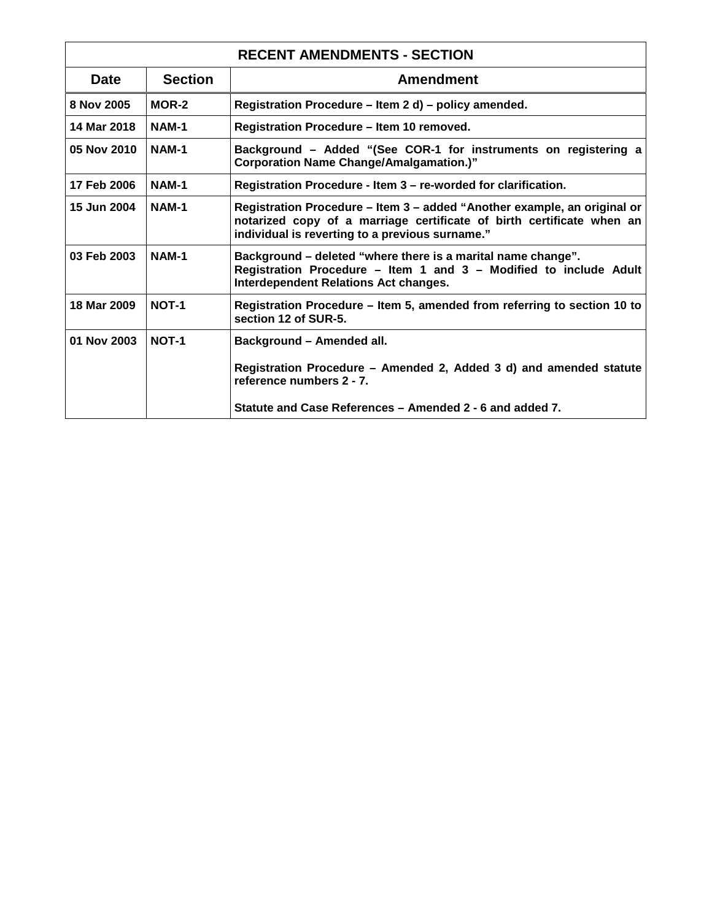| RECENT AMENDMENTS - SECTION | | |
|---|---|---|
| **Date** | **Section** | **Amendment** |
| **8 Nov 2005** | **MOR-2** | **Registration Procedure – Item 2 d) – policy amended.** |
| **14 Mar 2018** | **NAM-1** | **Registration Procedure – Item 10 removed.** |
| **05 Nov 2010** | **NAM-1** | **Background – Added "(See COR-1 for instruments on registering a Corporation Name Change/Amalgamation.)"** |
| **17 Feb 2006** | **NAM-1** | **Registration Procedure - Item 3 – re-worded for clarification.** |
| **15 Jun 2004** | **NAM-1** | **Registration Procedure – Item 3 – added "Another example, an original or notarized copy of a marriage certificate of birth certificate when an individual is reverting to a previous surname."** |
| **03 Feb 2003** | **NAM-1** | **Background – deleted "where there is a marital name change".** <br> **Registration Procedure – Item 1 and 3 – Modified to include Adult Interdependent Relations Act changes.** |
| **18 Mar 2009** | **NOT-1** | **Registration Procedure – Item 5, amended from referring to section 10 to section 12 of SUR-5.** |
| **01 Nov 2003** | **NOT-1** | **Background – Amended all.** <br><br> **Registration Procedure – Amended 2, Added 3 d) and amended statute reference numbers 2 - 7.** <br><br> **Statute and Case References – Amended 2 - 6 and added 7.** |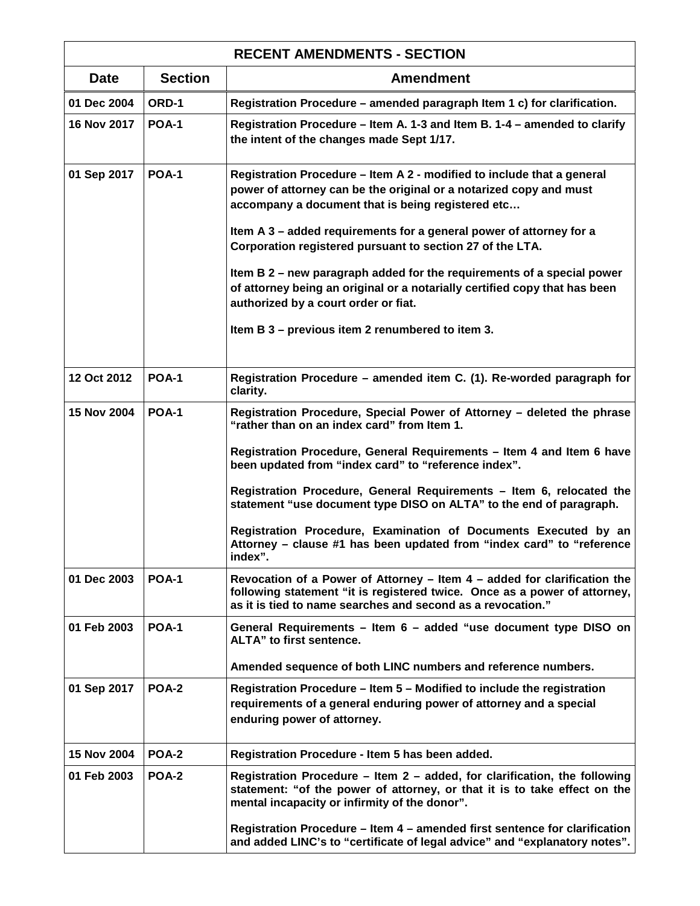| RECENT AMENDMENTS - SECTION | | |
|---|---|---|
| **Date** | **Section** | **Amendment** |
| 01 Dec 2004 | ORD-1 | Registration Procedure – amended paragraph Item 1 c) for clarification. |
| 16 Nov 2017 | POA-1 | Registration Procedure – Item A. 1-3 and Item B. 1-4 – amended to clarify the intent of the changes made Sept 1/17. |
| 01 Sep 2017 | POA-1 | Registration Procedure – Item A 2 - modified to include that a general power of attorney can be the original or a notarized copy and must accompany a document that is being registered etc…<br><br>Item A 3 – added requirements for a general power of attorney for a Corporation registered pursuant to section 27 of the LTA.<br><br>Item B 2 – new paragraph added for the requirements of a special power of attorney being an original or a notarially certified copy that has been authorized by a court order or fiat.<br><br>Item B 3 – previous item 2 renumbered to item 3. |
| 12 Oct 2012 | POA-1 | Registration Procedure – amended item C. (1). Re-worded paragraph for clarity. |
| 15 Nov 2004 | POA-1 | Registration Procedure, Special Power of Attorney – deleted the phrase "rather than on an index card" from Item 1.<br><br>Registration Procedure, General Requirements – Item 4 and Item 6 have been updated from "index card" to "reference index".<br><br>Registration Procedure, General Requirements – Item 6, relocated the statement "use document type DISO on ALTA" to the end of paragraph.<br><br>Registration Procedure, Examination of Documents Executed by an Attorney – clause #1 has been updated from "index card" to "reference index". |
| 01 Dec 2003 | POA-1 | Revocation of a Power of Attorney – Item 4 – added for clarification the following statement "it is registered twice. Once as a power of attorney, as it is tied to name searches and second as a revocation." |
| 01 Feb 2003 | POA-1 | General Requirements – Item 6 – added "use document type DISO on ALTA" to first sentence.<br><br>Amended sequence of both LINC numbers and reference numbers. |
| 01 Sep 2017 | POA-2 | Registration Procedure – Item 5 – Modified to include the registration requirements of a general enduring power of attorney and a special enduring power of attorney. |
| 15 Nov 2004 | POA-2 | Registration Procedure - Item 5 has been added. |
| 01 Feb 2003 | POA-2 | Registration Procedure – Item 2 – added, for clarification, the following statement: "of the power of attorney, or that it is to take effect on the mental incapacity or infirmity of the donor".<br><br>Registration Procedure – Item 4 – amended first sentence for clarification and added LINC's to "certificate of legal advice" and "explanatory notes". |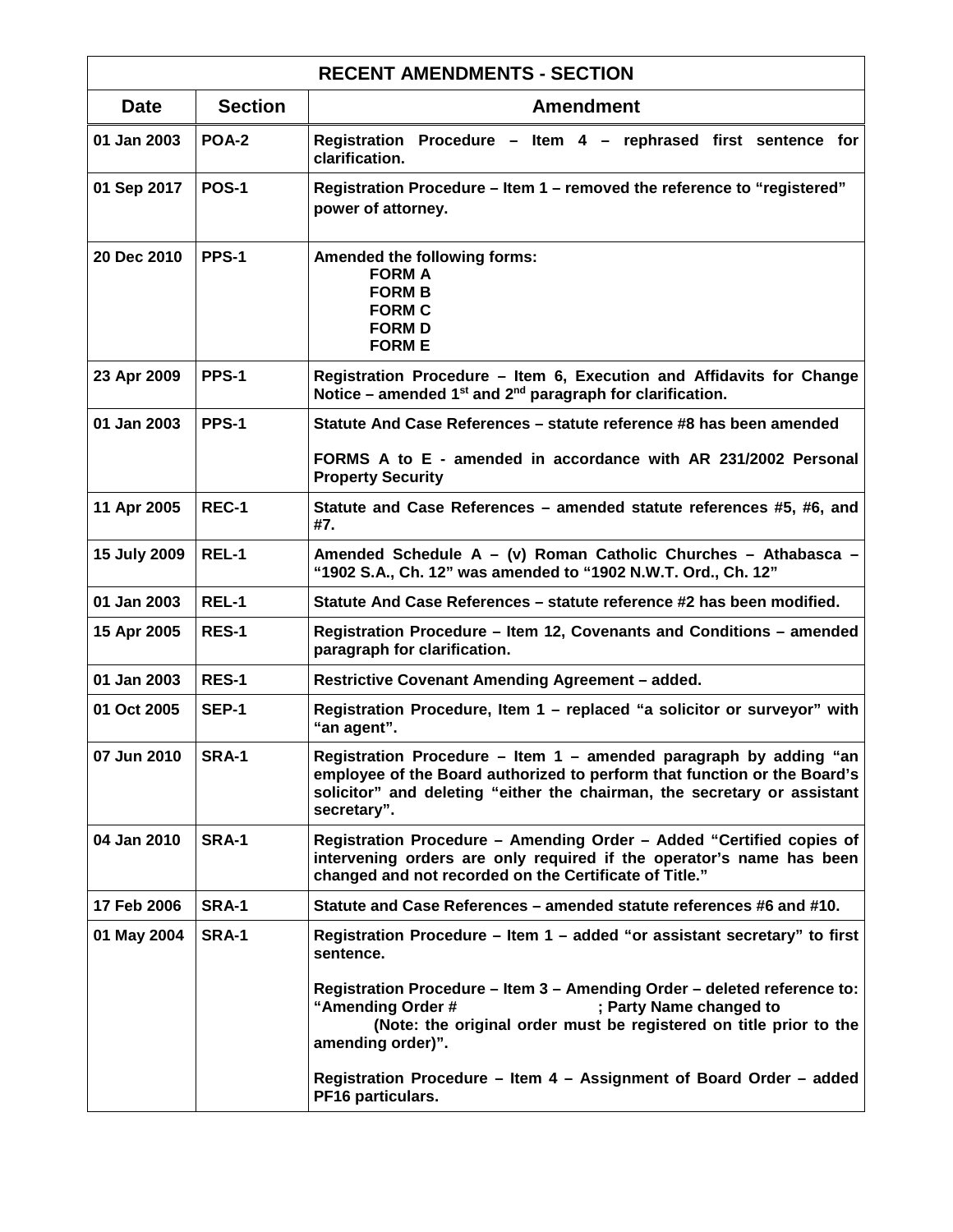| RECENT AMENDMENTS - SECTION | | |
|---|---|---|
| **Date** | **Section** | **Amendment** |
| 01 Jan 2003 | POA-2 | Registration Procedure – Item 4 – rephrased first sentence for clarification. |
| 01 Sep 2017 | POS-1 | Registration Procedure – Item 1 – removed the reference to "registered" power of attorney. |
| 20 Dec 2010 | PPS-1 | Amended the following forms:<br>FORM A<br>FORM B<br>FORM C<br>FORM D<br>FORM E |
| 23 Apr 2009 | PPS-1 | Registration Procedure – Item 6, Execution and Affidavits for Change Notice – amended 1st and 2nd paragraph for clarification. |
| 01 Jan 2003 | PPS-1 | Statute And Case References – statute reference #8 has been amended<br><br>FORMS A to E - amended in accordance with AR 231/2002 Personal Property Security |
| 11 Apr 2005 | REC-1 | Statute and Case References – amended statute references #5, #6, and #7. |
| 15 July 2009 | REL-1 | Amended Schedule A – (v) Roman Catholic Churches – Athabasca – "1902 S.A., Ch. 12" was amended to "1902 N.W.T. Ord., Ch. 12" |
| 01 Jan 2003 | REL-1 | Statute And Case References – statute reference #2 has been modified. |
| 15 Apr 2005 | RES-1 | Registration Procedure – Item 12, Covenants and Conditions – amended paragraph for clarification. |
| 01 Jan 2003 | RES-1 | Restrictive Covenant Amending Agreement – added. |
| 01 Oct 2005 | SEP-1 | Registration Procedure, Item 1 – replaced "a solicitor or surveyor" with "an agent". |
| 07 Jun 2010 | SRA-1 | Registration Procedure – Item 1 – amended paragraph by adding "an employee of the Board authorized to perform that function or the Board's solicitor" and deleting "either the chairman, the secretary or assistant secretary". |
| 04 Jan 2010 | SRA-1 | Registration Procedure – Amending Order – Added "Certified copies of intervening orders are only required if the operator's name has been changed and not recorded on the Certificate of Title." |
| 17 Feb 2006 | SRA-1 | Statute and Case References – amended statute references #6 and #10. |
| 01 May 2004 | SRA-1 | Registration Procedure – Item 1 – added "or assistant secretary" to first sentence.<br><br>Registration Procedure – Item 3 – Amending Order – deleted reference to: "Amending Order # ; Party Name changed to (Note: the original order must be registered on title prior to the amending order)".<br><br>Registration Procedure – Item 4 – Assignment of Board Order – added PF16 particulars. |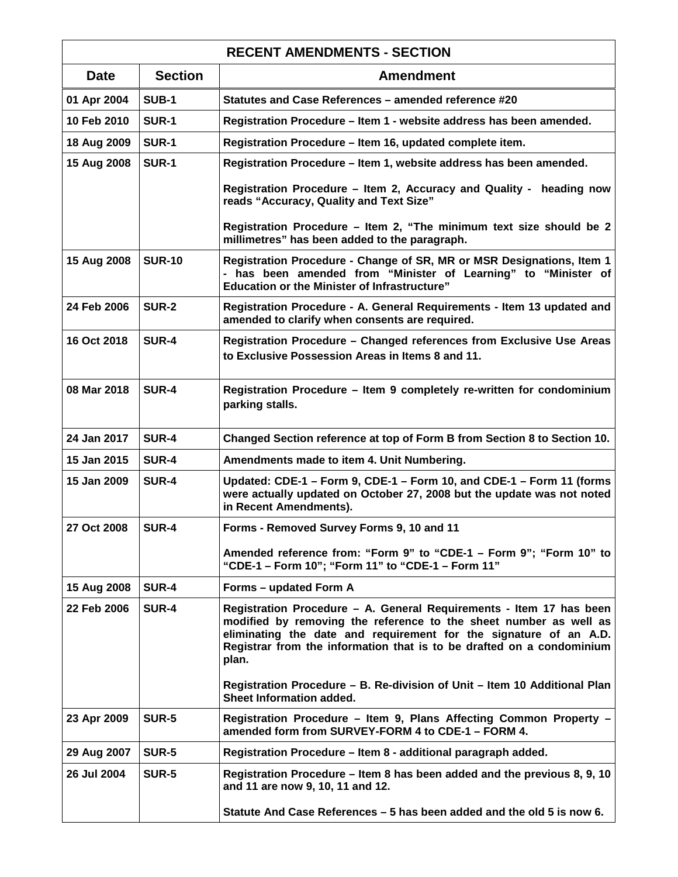| RECENT AMENDMENTS - SECTION | | |
|---|---|---|
| **Date** | **Section** | **Amendment** |
| 01 Apr 2004 | SUB-1 | Statutes and Case References – amended reference #20 |
| 10 Feb 2010 | SUR-1 | Registration Procedure – Item 1 - website address has been amended. |
| 18 Aug 2009 | SUR-1 | Registration Procedure – Item 16, updated complete item. |
| 15 Aug 2008 | SUR-1 | Registration Procedure – Item 1, website address has been amended.<br><br>Registration Procedure – Item 2, Accuracy and Quality - heading now reads "Accuracy, Quality and Text Size"<br><br>Registration Procedure – Item 2, "The minimum text size should be 2 millimetres" has been added to the paragraph. |
| 15 Aug 2008 | SUR-10 | Registration Procedure - Change of SR, MR or MSR Designations, Item 1 - has been amended from "Minister of Learning" to "Minister of Education or the Minister of Infrastructure" |
| 24 Feb 2006 | SUR-2 | Registration Procedure - A. General Requirements - Item 13 updated and amended to clarify when consents are required. |
| 16 Oct 2018 | SUR-4 | Registration Procedure – Changed references from Exclusive Use Areas to Exclusive Possession Areas in Items 8 and 11. |
| 08 Mar 2018 | SUR-4 | Registration Procedure – Item 9 completely re-written for condominium parking stalls. |
| 24 Jan 2017 | SUR-4 | Changed Section reference at top of Form B from Section 8 to Section 10. |
| 15 Jan 2015 | SUR-4 | Amendments made to item 4. Unit Numbering. |
| 15 Jan 2009 | SUR-4 | Updated: CDE-1 – Form 9, CDE-1 – Form 10, and CDE-1 – Form 11 (forms were actually updated on October 27, 2008 but the update was not noted in Recent Amendments). |
| 27 Oct 2008 | SUR-4 | Forms - Removed Survey Forms 9, 10 and 11<br><br>Amended reference from: "Form 9" to "CDE-1 – Form 9"; "Form 10" to "CDE-1 – Form 10"; "Form 11" to "CDE-1 – Form 11" |
| 15 Aug 2008 | SUR-4 | Forms – updated Form A |
| 22 Feb 2006 | SUR-4 | Registration Procedure – A. General Requirements - Item 17 has been modified by removing the reference to the sheet number as well as eliminating the date and requirement for the signature of an A.D. Registrar from the information that is to be drafted on a condominium plan.<br><br>Registration Procedure – B. Re-division of Unit – Item 10 Additional Plan Sheet Information added. |
| 23 Apr 2009 | SUR-5 | Registration Procedure – Item 9, Plans Affecting Common Property – amended form from SURVEY-FORM 4 to CDE-1 – FORM 4. |
| 29 Aug 2007 | SUR-5 | Registration Procedure – Item 8 - additional paragraph added. |
| 26 Jul 2004 | SUR-5 | Registration Procedure – Item 8 has been added and the previous 8, 9, 10 and 11 are now 9, 10, 11 and 12.<br><br>Statute And Case References – 5 has been added and the old 5 is now 6. |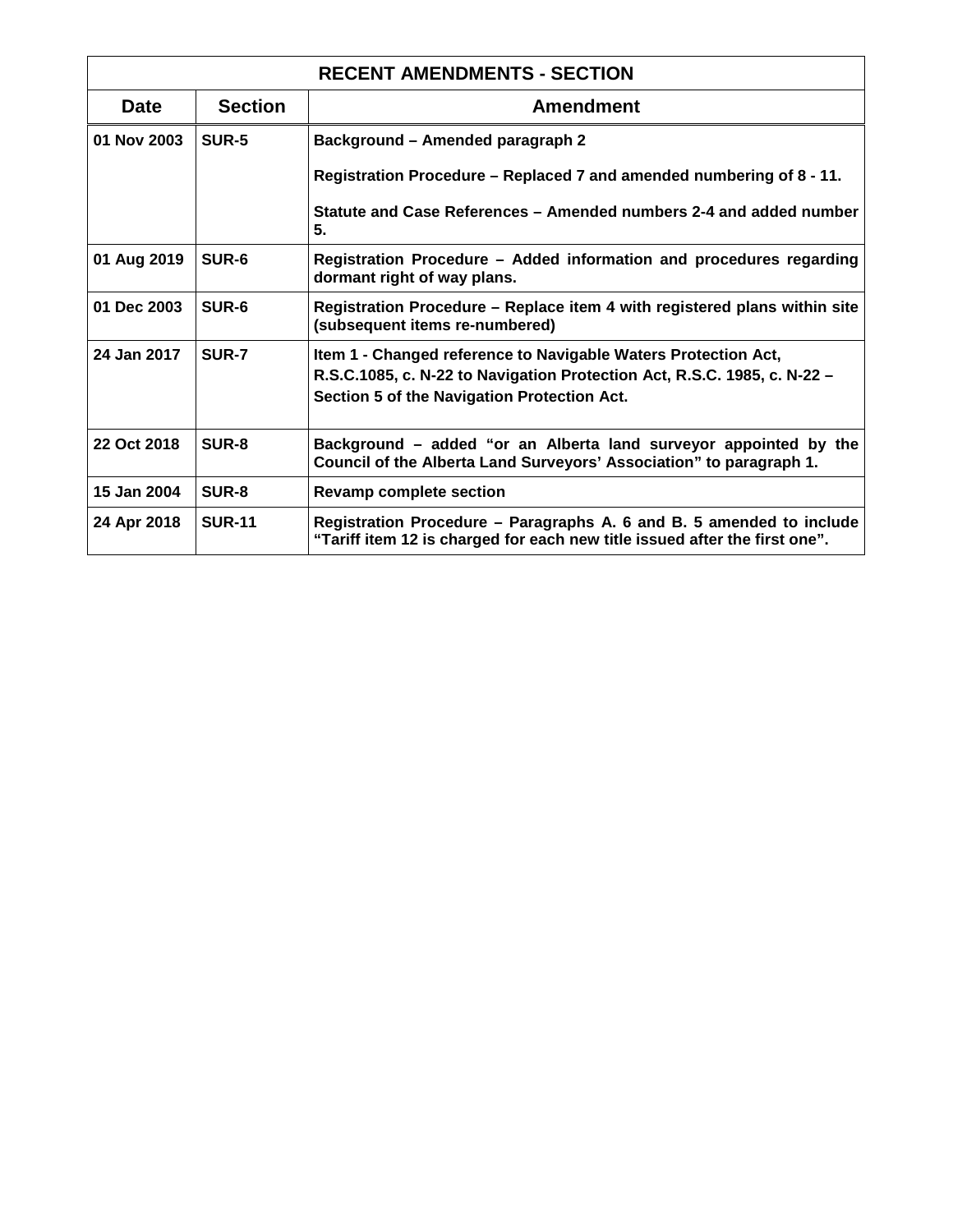| RECENT AMENDMENTS - SECTION | | |
|---|---|---|
| **Date** | **Section** | **Amendment** |
| **01 Nov 2003** | **SUR-5** | **Background – Amended paragraph 2**<br><br>**Registration Procedure – Replaced 7 and amended numbering of 8 - 11.**<br><br>**Statute and Case References – Amended numbers 2-4 and added number 5.** |
| **01 Aug 2019** | **SUR-6** | **Registration Procedure – Added information and procedures regarding dormant right of way plans.** |
| **01 Dec 2003** | **SUR-6** | **Registration Procedure – Replace item 4 with registered plans within site (subsequent items re-numbered)** |
| **24 Jan 2017** | **SUR-7** | **Item 1 - Changed reference to Navigable Waters Protection Act, R.S.C.1085, c. N-22 to Navigation Protection Act, R.S.C. 1985, c. N-22 – Section 5 of the Navigation Protection Act.** |
| **22 Oct 2018** | **SUR-8** | **Background – added "or an Alberta land surveyor appointed by the Council of the Alberta Land Surveyors' Association" to paragraph 1.** |
| **15 Jan 2004** | **SUR-8** | **Revamp complete section** |
| **24 Apr 2018** | **SUR-11** | **Registration Procedure – Paragraphs A. 6 and B. 5 amended to include "Tariff item 12 is charged for each new title issued after the first one".** |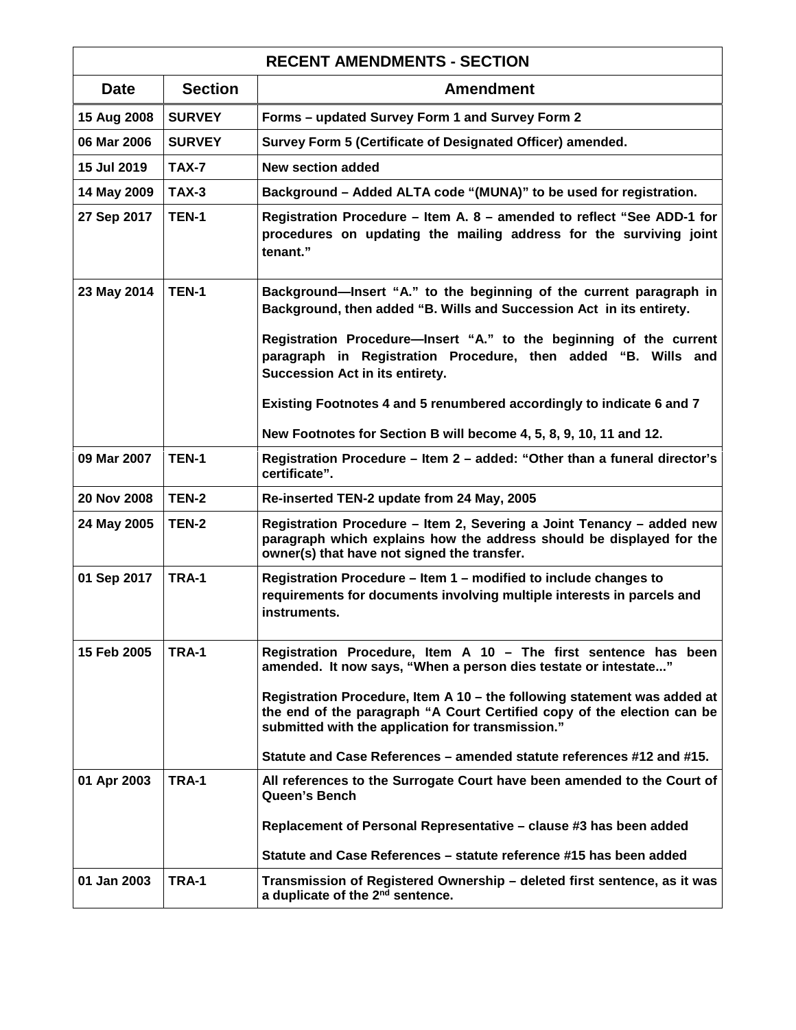| RECENT AMENDMENTS - SECTION | | |
|---|---|---|
| **Date** | **Section** | **Amendment** |
| 15 Aug 2008 | SURVEY | Forms – updated Survey Form 1 and Survey Form 2 |
| 06 Mar 2006 | SURVEY | Survey Form 5 (Certificate of Designated Officer) amended. |
| 15 Jul 2019 | TAX-7 | New section added |
| 14 May 2009 | TAX-3 | Background – Added ALTA code "(MUNA)" to be used for registration. |
| 27 Sep 2017 | TEN-1 | Registration Procedure – Item A. 8 – amended to reflect "See ADD-1 for procedures on updating the mailing address for the surviving joint tenant." |
| 23 May 2014 | TEN-1 | Background—Insert "A." to the beginning of the current paragraph in Background, then added "B. Wills and Succession Act in its entirety.<br><br>Registration Procedure—Insert "A." to the beginning of the current paragraph in Registration Procedure, then added "B. Wills and Succession Act in its entirety.<br><br>Existing Footnotes 4 and 5 renumbered accordingly to indicate 6 and 7<br><br>New Footnotes for Section B will become 4, 5, 8, 9, 10, 11 and 12. |
| 09 Mar 2007 | TEN-1 | Registration Procedure – Item 2 – added: "Other than a funeral director's certificate". |
| 20 Nov 2008 | TEN-2 | Re-inserted TEN-2 update from 24 May, 2005 |
| 24 May 2005 | TEN-2 | Registration Procedure – Item 2, Severing a Joint Tenancy – added new paragraph which explains how the address should be displayed for the owner(s) that have not signed the transfer. |
| 01 Sep 2017 | TRA-1 | Registration Procedure – Item 1 – modified to include changes to requirements for documents involving multiple interests in parcels and instruments. |
| 15 Feb 2005 | TRA-1 | Registration Procedure, Item A 10 – The first sentence has been amended. It now says, "When a person dies testate or intestate..."<br><br>Registration Procedure, Item A 10 – the following statement was added at the end of the paragraph "A Court Certified copy of the election can be submitted with the application for transmission."<br><br>Statute and Case References – amended statute references #12 and #15. |
| 01 Apr 2003 | TRA-1 | All references to the Surrogate Court have been amended to the Court of Queen's Bench<br><br>Replacement of Personal Representative – clause #3 has been added<br><br>Statute and Case References – statute reference #15 has been added |
| 01 Jan 2003 | TRA-1 | Transmission of Registered Ownership – deleted first sentence, as it was a duplicate of the 2nd sentence. |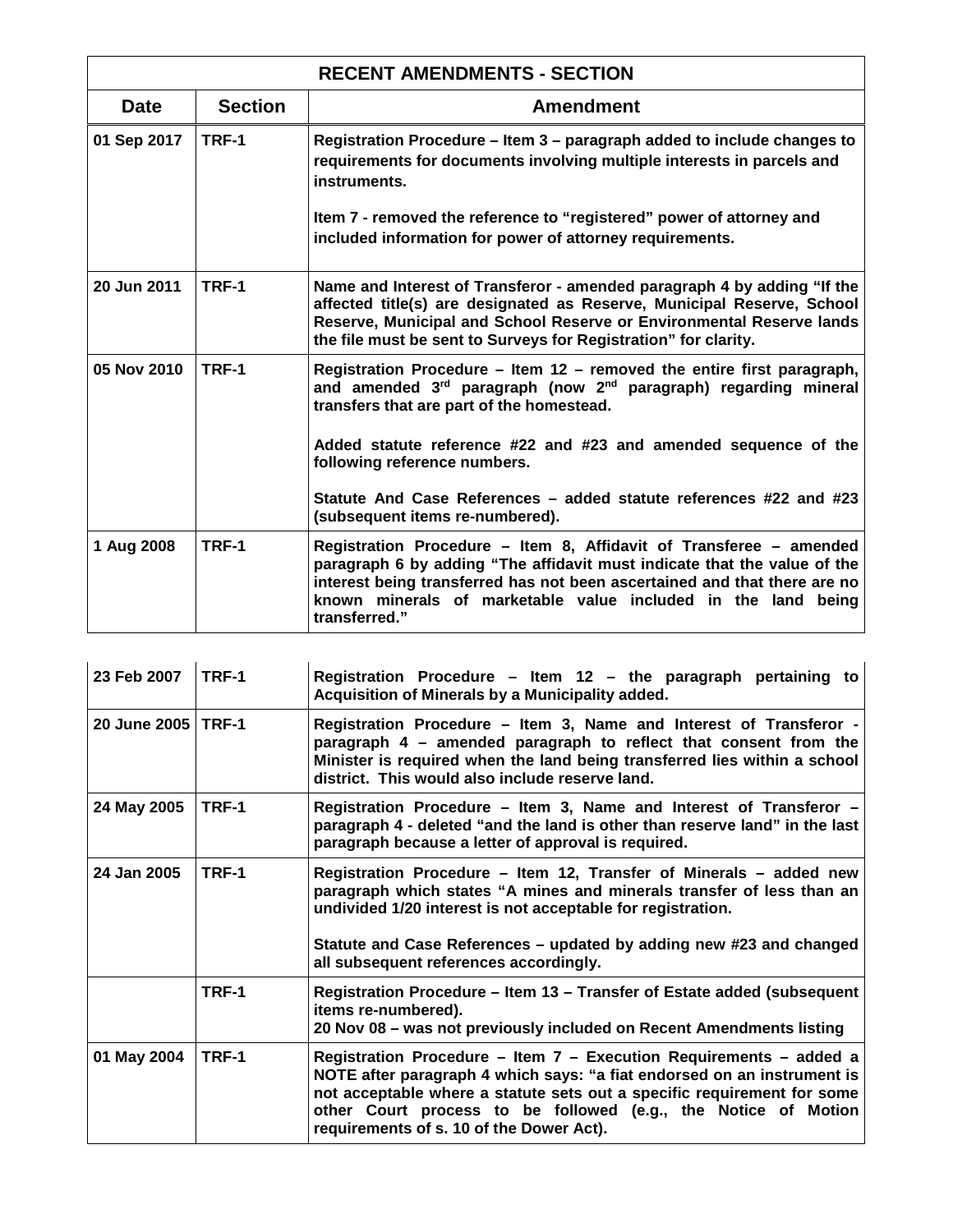| RECENT AMENDMENTS - SECTION | | |
|---|---|---|
| **Date** | **Section** | **Amendment** |
| **01 Sep 2017** | **TRF-1** | **Registration Procedure – Item 3 – paragraph added to include changes to requirements for documents involving multiple interests in parcels and instruments.**<br><br>**Item 7 - removed the reference to "registered" power of attorney and included information for power of attorney requirements.** |
| **20 Jun 2011** | **TRF-1** | **Name and Interest of Transferor - amended paragraph 4 by adding "If the affected title(s) are designated as Reserve, Municipal Reserve, School Reserve, Municipal and School Reserve or Environmental Reserve lands the file must be sent to Surveys for Registration" for clarity.** |
| **05 Nov 2010** | **TRF-1** | **Registration Procedure – Item 12 – removed the entire first paragraph, and amended 3rd paragraph (now 2nd paragraph) regarding mineral transfers that are part of the homestead.**<br><br>**Added statute reference #22 and #23 and amended sequence of the following reference numbers.**<br><br>**Statute And Case References – added statute references #22 and #23 (subsequent items re-numbered).** |
| **1 Aug 2008** | **TRF-1** | **Registration Procedure – Item 8, Affidavit of Transferee – amended paragraph 6 by adding "The affidavit must indicate that the value of the interest being transferred has not been ascertained and that there are no known minerals of marketable value included in the land being transferred."** |
| **23 Feb 2007** | **TRF-1** | **Registration Procedure – Item 12 – the paragraph pertaining to Acquisition of Minerals by a Municipality added.** |
| **20 June 2005** | **TRF-1** | **Registration Procedure – Item 3, Name and Interest of Transferor - paragraph 4 – amended paragraph to reflect that consent from the Minister is required when the land being transferred lies within a school district. This would also include reserve land.** |
| **24 May 2005** | **TRF-1** | **Registration Procedure – Item 3, Name and Interest of Transferor – paragraph 4 - deleted "and the land is other than reserve land" in the last paragraph because a letter of approval is required.** |
| **24 Jan 2005** | **TRF-1** | **Registration Procedure – Item 12, Transfer of Minerals – added new paragraph which states "A mines and minerals transfer of less than an undivided 1/20 interest is not acceptable for registration.**<br><br>**Statute and Case References – updated by adding new #23 and changed all subsequent references accordingly.** |
| | **TRF-1** | **Registration Procedure – Item 13 – Transfer of Estate added (subsequent items re-numbered).**<br>**20 Nov 08 – was not previously included on Recent Amendments listing** |
| **01 May 2004** | **TRF-1** | **Registration Procedure – Item 7 – Execution Requirements – added a NOTE after paragraph 4 which says: "a fiat endorsed on an instrument is not acceptable where a statute sets out a specific requirement for some other Court process to be followed (e.g., the Notice of Motion requirements of s. 10 of the Dower Act).** |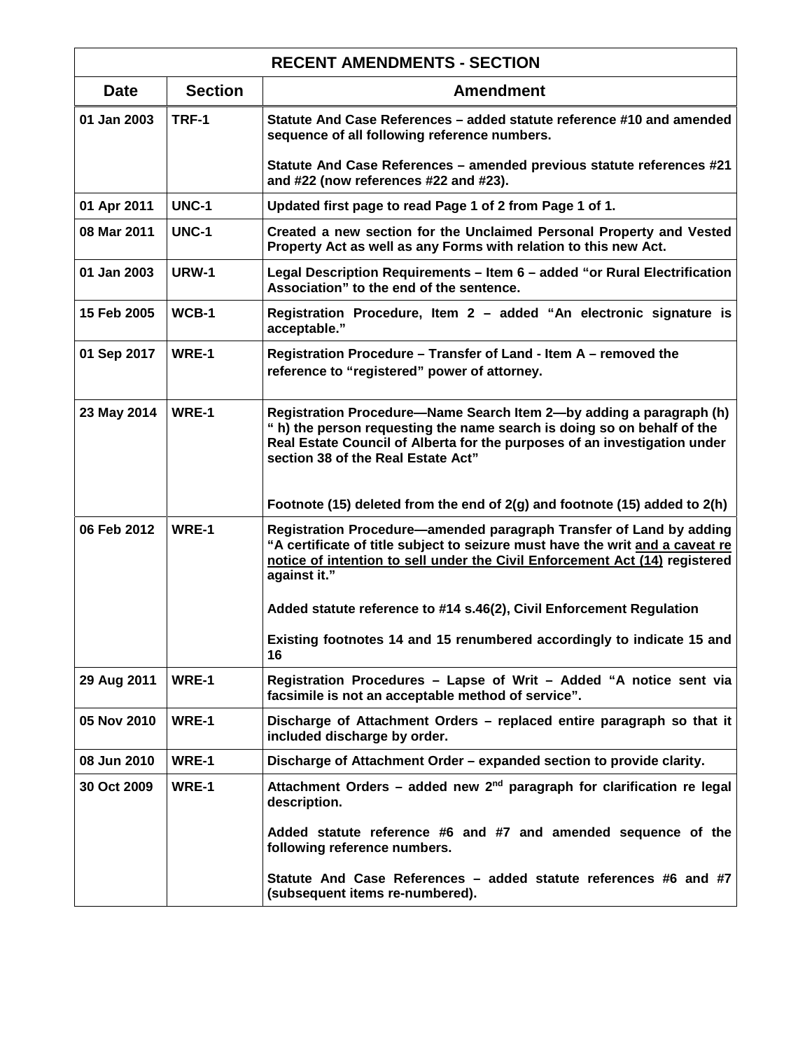| RECENT AMENDMENTS - SECTION | | |
|---|---|---|
| **Date** | **Section** | **Amendment** |
| 01 Jan 2003 | TRF-1 | Statute And Case References – added statute reference #10 and amended sequence of all following reference numbers.<br><br>Statute And Case References – amended previous statute references #21 and #22 (now references #22 and #23). |
| 01 Apr 2011 | UNC-1 | Updated first page to read Page 1 of 2 from Page 1 of 1. |
| 08 Mar 2011 | UNC-1 | Created a new section for the Unclaimed Personal Property and Vested Property Act as well as any Forms with relation to this new Act. |
| 01 Jan 2003 | URW-1 | Legal Description Requirements – Item 6 – added "or Rural Electrification Association" to the end of the sentence. |
| 15 Feb 2005 | WCB-1 | Registration Procedure, Item 2 – added "An electronic signature is acceptable." |
| 01 Sep 2017 | WRE-1 | Registration Procedure – Transfer of Land - Item A – removed the reference to "registered" power of attorney. |
| 23 May 2014 | WRE-1 | Registration Procedure—Name Search Item 2—by adding a paragraph (h) " h) the person requesting the name search is doing so on behalf of the Real Estate Council of Alberta for the purposes of an investigation under section 38 of the Real Estate Act"<br><br>Footnote (15) deleted from the end of 2(g) and footnote (15) added to 2(h) |
| 06 Feb 2012 | WRE-1 | Registration Procedure—amended paragraph Transfer of Land by adding "A certificate of title subject to seizure must have the writ <u>and a caveat re notice of intention to sell under the Civil Enforcement Act (14)</u> registered against it."<br><br>Added statute reference to #14 s.46(2), Civil Enforcement Regulation<br><br>Existing footnotes 14 and 15 renumbered accordingly to indicate 15 and 16 |
| 29 Aug 2011 | WRE-1 | Registration Procedures – Lapse of Writ – Added "A notice sent via facsimile is not an acceptable method of service". |
| 05 Nov 2010 | WRE-1 | Discharge of Attachment Orders – replaced entire paragraph so that it included discharge by order. |
| 08 Jun 2010 | WRE-1 | Discharge of Attachment Order – expanded section to provide clarity. |
| 30 Oct 2009 | WRE-1 | Attachment Orders – added new 2nd paragraph for clarification re legal description.<br><br>Added statute reference #6 and #7 and amended sequence of the following reference numbers.<br><br>Statute And Case References – added statute references #6 and #7 (subsequent items re-numbered). |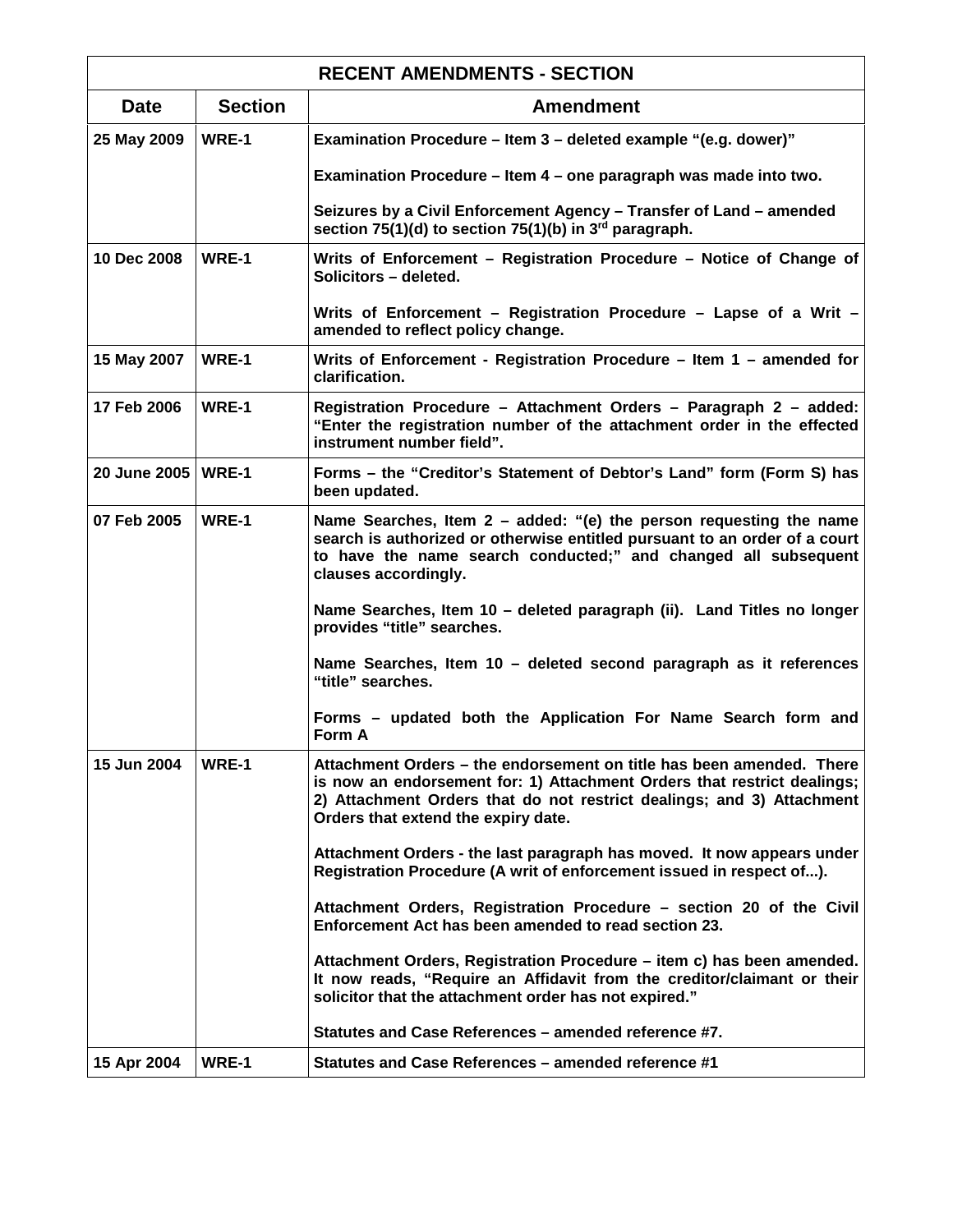| RECENT AMENDMENTS - SECTION | | |
|---|---|---|
| **Date** | **Section** | **Amendment** |
| 25 May 2009 | WRE-1 | Examination Procedure – Item 3 – deleted example "(e.g. dower)"<br><br>Examination Procedure – Item 4 – one paragraph was made into two.<br><br>Seizures by a Civil Enforcement Agency – Transfer of Land – amended section 75(1)(d) to section 75(1)(b) in 3rd paragraph. |
| 10 Dec 2008 | WRE-1 | Writs of Enforcement – Registration Procedure – Notice of Change of Solicitors – deleted.<br><br>Writs of Enforcement – Registration Procedure – Lapse of a Writ – amended to reflect policy change. |
| 15 May 2007 | WRE-1 | Writs of Enforcement - Registration Procedure – Item 1 – amended for clarification. |
| 17 Feb 2006 | WRE-1 | Registration Procedure – Attachment Orders – Paragraph 2 – added: "Enter the registration number of the attachment order in the effected instrument number field". |
| 20 June 2005 | WRE-1 | Forms – the "Creditor's Statement of Debtor's Land" form (Form S) has been updated. |
| 07 Feb 2005 | WRE-1 | Name Searches, Item 2 – added: "(e) the person requesting the name search is authorized or otherwise entitled pursuant to an order of a court to have the name search conducted;" and changed all subsequent clauses accordingly.<br><br>Name Searches, Item 10 – deleted paragraph (ii). Land Titles no longer provides "title" searches.<br><br>Name Searches, Item 10 – deleted second paragraph as it references "title" searches.<br><br>Forms – updated both the Application For Name Search form and Form A |
| 15 Jun 2004 | WRE-1 | Attachment Orders – the endorsement on title has been amended. There is now an endorsement for: 1) Attachment Orders that restrict dealings; 2) Attachment Orders that do not restrict dealings; and 3) Attachment Orders that extend the expiry date.<br><br>Attachment Orders - the last paragraph has moved. It now appears under Registration Procedure (A writ of enforcement issued in respect of...).<br><br>Attachment Orders, Registration Procedure – section 20 of the Civil Enforcement Act has been amended to read section 23.<br><br>Attachment Orders, Registration Procedure – item c) has been amended. It now reads, "Require an Affidavit from the creditor/claimant or their solicitor that the attachment order has not expired."<br><br>Statutes and Case References – amended reference #7. |
| 15 Apr 2004 | WRE-1 | Statutes and Case References – amended reference #1 |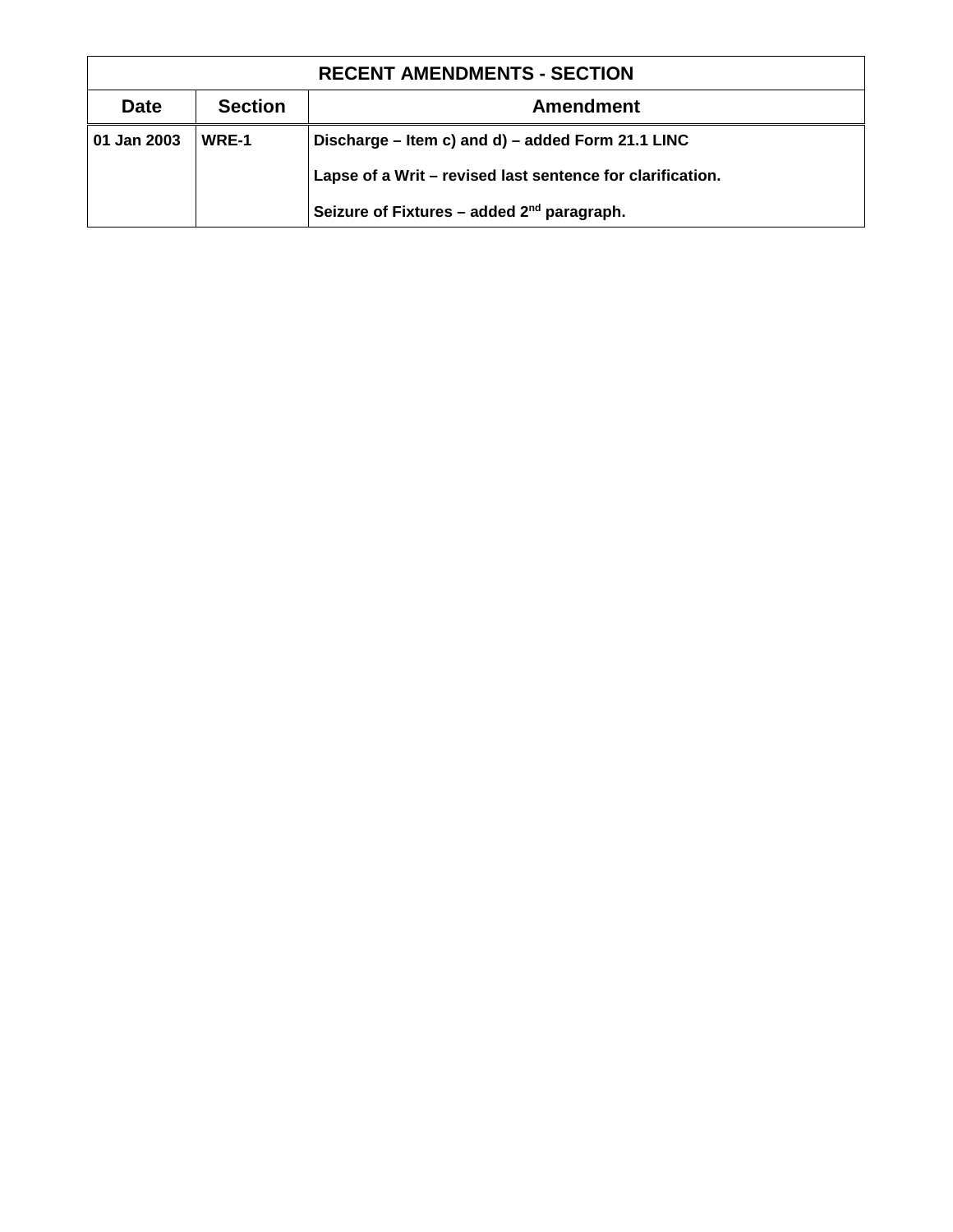| RECENT AMENDMENTS - SECTION | | |
|---|---|---|
| **Date** | **Section** | **Amendment** |
| **01 Jan 2003** | **WRE-1** | **Discharge – Item c) and d) – added Form 21.1 LINC**<br><br>**Lapse of a Writ – revised last sentence for clarification.**<br><br>**Seizure of Fixtures – added 2nd paragraph.** |